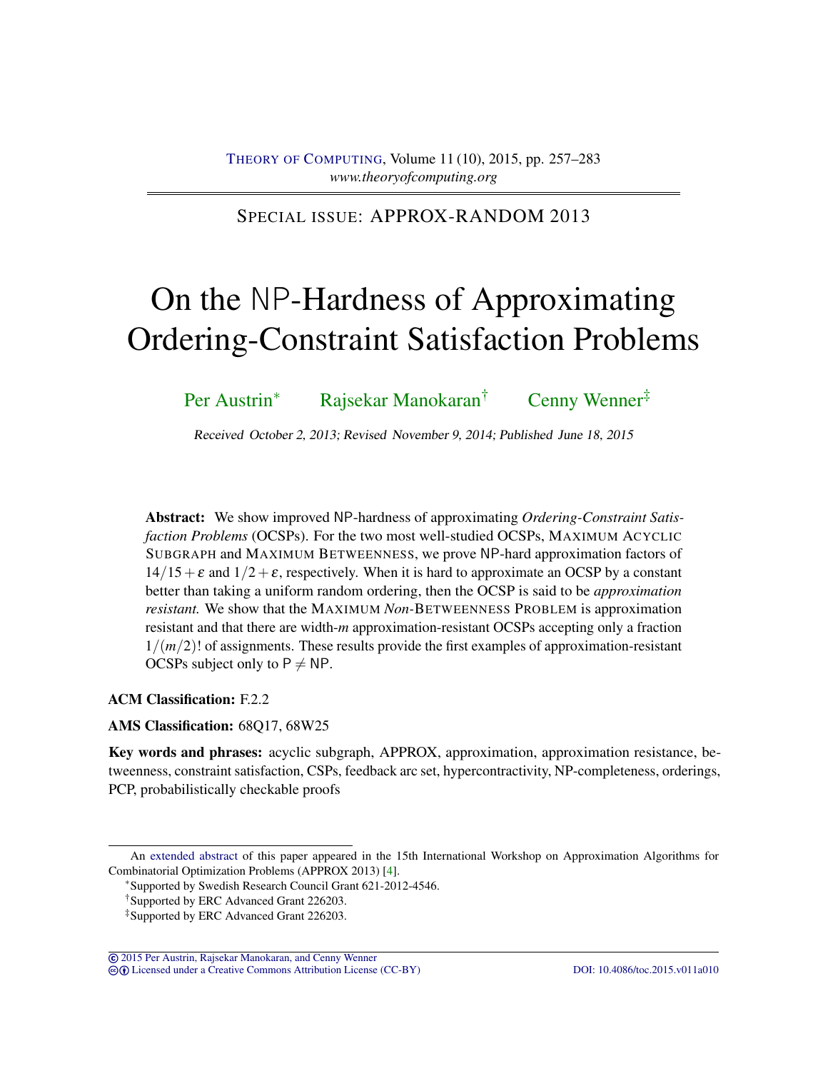SPECIAL ISSUE: APPROX-RANDOM 2013

# On the NP-Hardness of Approximating Ordering-Constraint Satisfaction Problems

Per Austrin[*] Rajsekar Manokaran[†] Cenny Wenner[‡]

Received October 2, 2013; Revised November 9, 2014; Published June 18, 2015

**Abstract:** We show improved NP-hardness of approximating *Ordering-Constraint Satisfaction Problems* (OCSPs). For the two most well-studied OCSPs, MAXIMUM ACYCLIC SUBGRAPH and MAXIMUM BETWEENNESS, we prove NP-hard approximation factors of $14/15+\varepsilon$ and $1/2+\varepsilon$, respectively. When it is hard to approximate an OCSP by a constant better than taking a uniform random ordering, then the OCSP is said to be *approximation resistant*. We show that the MAXIMUM *Non*-BETWEENNESS PROBLEM is approximation resistant and that there are width-$m$ approximation-resistant OCSPs accepting only a fraction $1/(m/2)!$ of assignments. These results provide the first examples of approximation-resistant OCSPs subject only to $\mathsf{P} \neq \mathsf{NP}$.

**ACM Classification:** F.2.2

**AMS Classification:** 68Q17, 68W25

**Key words and phrases:** acyclic subgraph, APPROX, approximation, approximation resistance, betweenness, constraint satisfaction, CSPs, feedback arc set, hypercontractivity, NP-completeness, orderings, PCP, probabilistically checkable proofs

---

An extended abstract of this paper appeared in the 15th International Workshop on Approximation Algorithms for Combinatorial Optimization Problems (APPROX 2013) [4].

[*] Supported by Swedish Research Council Grant 621-2012-4546.

[†] Supported by ERC Advanced Grant 226203.

[‡] Supported by ERC Advanced Grant 226203.

© 2015 Per Austrin, Rajsekar Manokaran, and Cenny Wenner
Licensed under a Creative Commons Attribution License (CC-BY) DOI: 10.4086/toc.2015.v011a010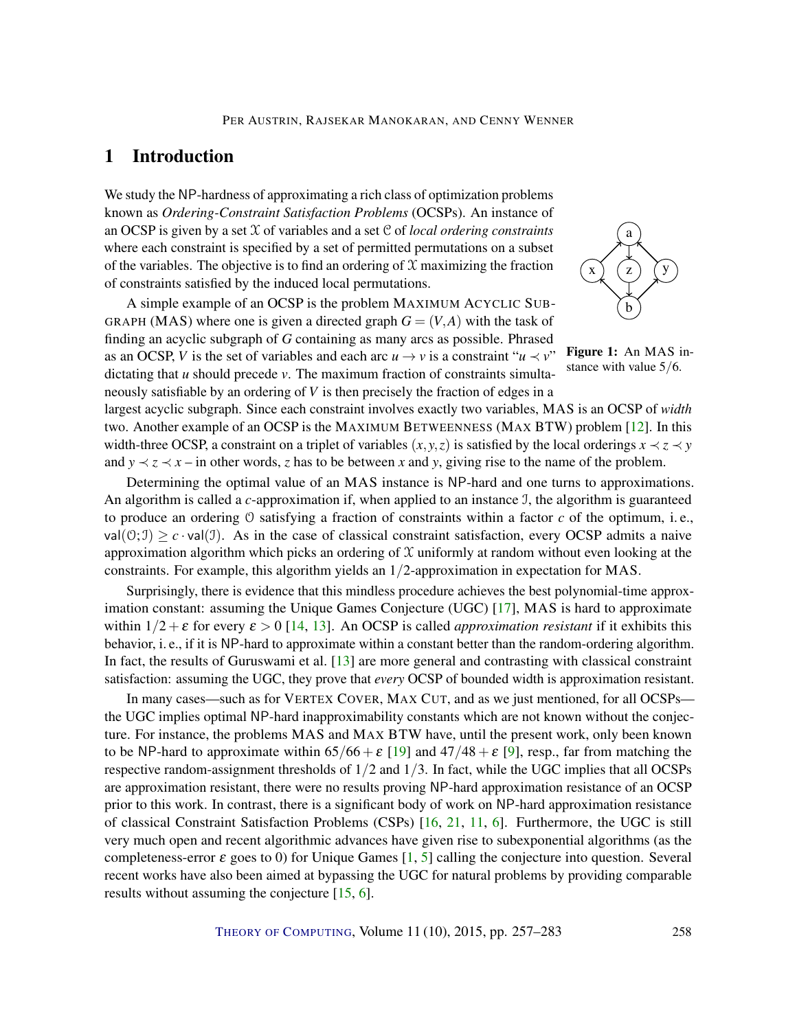# 1 Introduction

We study the NP-hardness of approximating a rich class of optimization problems known as *Ordering-Constraint Satisfaction Problems* (OCSPs). An instance of an OCSP is given by a set $\mathcal{X}$ of variables and a set $\mathcal{C}$ of *local ordering constraints* where each constraint is specified by a set of permitted permutations on a subset of the variables. The objective is to find an ordering of $\mathcal{X}$ maximizing the fraction of constraints satisfied by the induced local permutations.

A simple example of an OCSP is the problem MAXIMUM ACYCLIC SUBGRAPH (MAS) where one is given a directed graph $G = (V, A)$ with the task of finding an acyclic subgraph of $G$ containing as many arcs as possible. Phrased as an OCSP, $V$ is the set of variables and each arc $u \to v$ is a constraint "$u \prec v$" dictating that $u$ should precede $v$. The maximum fraction of constraints simultaneously satisfiable by an ordering of $V$ is then precisely the fraction of edges in a largest acyclic subgraph. Since each constraint involves exactly two variables, MAS is an OCSP of *width* two. Another example of an OCSP is the MAXIMUM BETWEENNESS (MAX BTW) problem [12]. In this width-three OCSP, a constraint on a triplet of variables $(x, y, z)$ is satisfied by the local orderings $x \prec z \prec y$ and $y \prec z \prec x$ – in other words, $z$ has to be between $x$ and $y$, giving rise to the name of the problem.

**Figure 1:** An MAS instance with value $5/6$.

Determining the optimal value of an MAS instance is NP-hard and one turns to approximations. An algorithm is called a $c$-approximation if, when applied to an instance $\mathcal{I}$, the algorithm is guaranteed to produce an ordering $\mathcal{O}$ satisfying a fraction of constraints within a factor $c$ of the optimum, i. e., $\mathsf{val}(\mathcal{O}; \mathcal{I}) \geq c \cdot \mathsf{val}(\mathcal{I})$. As in the case of classical constraint satisfaction, every OCSP admits a naive approximation algorithm which picks an ordering of $\mathcal{X}$ uniformly at random without even looking at the constraints. For example, this algorithm yields an $1/2$-approximation in expectation for MAS.

Surprisingly, there is evidence that this mindless procedure achieves the best polynomial-time approximation constant: assuming the Unique Games Conjecture (UGC) [17], MAS is hard to approximate within $1/2 + \varepsilon$ for every $\varepsilon > 0$ [14, 13]. An OCSP is called *approximation resistant* if it exhibits this behavior, i. e., if it is NP-hard to approximate within a constant better than the random-ordering algorithm. In fact, the results of Guruswami et al. [13] are more general and contrasting with classical constraint satisfaction: assuming the UGC, they prove that *every* OCSP of bounded width is approximation resistant.

In many cases—such as for VERTEX COVER, MAX CUT, and as we just mentioned, for all OCSPs—the UGC implies optimal NP-hard inapproximability constants which are not known without the conjecture. For instance, the problems MAS and MAX BTW have, until the present work, only been known to be NP-hard to approximate within $65/66 + \varepsilon$ [19] and $47/48 + \varepsilon$ [9], resp., far from matching the respective random-assignment thresholds of $1/2$ and $1/3$. In fact, while the UGC implies that all OCSPs are approximation resistant, there were no results proving NP-hard approximation resistance of an OCSP prior to this work. In contrast, there is a significant body of work on NP-hard approximation resistance of classical Constraint Satisfaction Problems (CSPs) [16, 21, 11, 6]. Furthermore, the UGC is still very much open and recent algorithmic advances have given rise to subexponential algorithms (as the completeness-error $\varepsilon$ goes to 0) for Unique Games [1, 5] calling the conjecture into question. Several recent works have also been aimed at bypassing the UGC for natural problems by providing comparable results without assuming the conjecture [15, 6].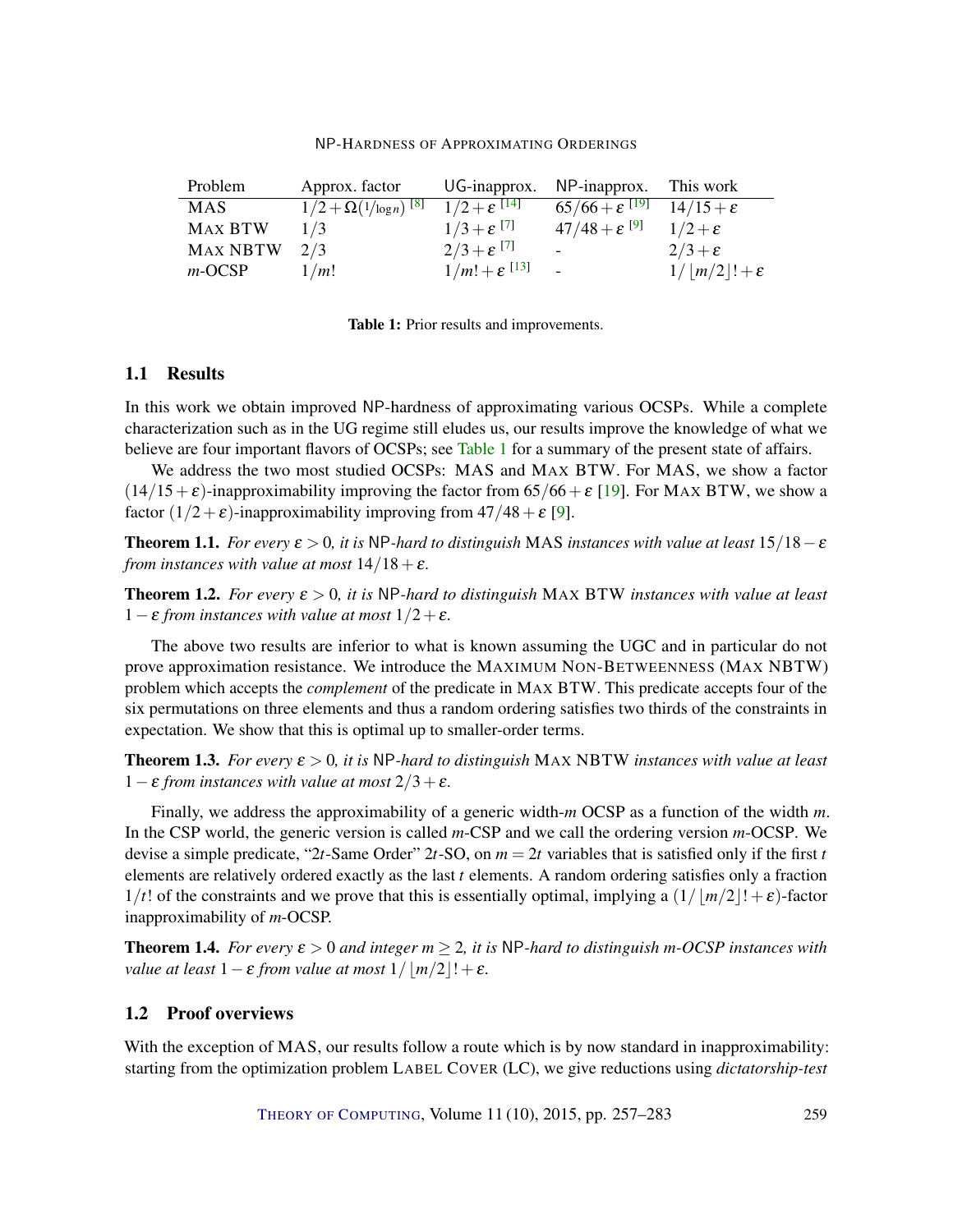| Problem | Approx. factor | UG-inapprox. | NP-inapprox. | This work |
|---|---|---|---|---|
| MAS | $1/2+\Omega(1/\log n)$ [8] | $1/2+\varepsilon$ [14] | $65/66+\varepsilon$ [19] | $14/15+\varepsilon$ |
| MAX BTW | $1/3$ | $1/3+\varepsilon$ [7] | $47/48+\varepsilon$ [9] | $1/2+\varepsilon$ |
| MAX NBTW | $2/3$ | $2/3+\varepsilon$ [7] | - | $2/3+\varepsilon$ |
| $m$-OCSP | $1/m!$ | $1/m!+\varepsilon$ [13] | - | $1/\lfloor m/2 \rfloor!+\varepsilon$ |

**Table 1:** Prior results and improvements.

## 1.1 Results

In this work we obtain improved NP-hardness of approximating various OCSPs. While a complete characterization such as in the UG regime still eludes us, our results improve the knowledge of what we believe are four important flavors of OCSPs; see Table 1 for a summary of the present state of affairs.

We address the two most studied OCSPs: MAS and MAX BTW. For MAS, we show a factor $(14/15+\varepsilon)$-inapproximability improving the factor from $65/66+\varepsilon$ [19]. For MAX BTW, we show a factor $(1/2+\varepsilon)$-inapproximability improving from $47/48+\varepsilon$ [9].

**Theorem 1.1.** *For every $\varepsilon > 0$, it is NP-hard to distinguish MAS instances with value at least $15/18-\varepsilon$ from instances with value at most $14/18+\varepsilon$.*

**Theorem 1.2.** *For every $\varepsilon > 0$, it is NP-hard to distinguish MAX BTW instances with value at least $1-\varepsilon$ from instances with value at most $1/2+\varepsilon$.*

The above two results are inferior to what is known assuming the UGC and in particular do not prove approximation resistance. We introduce the MAXIMUM NON-BETWEENNESS (MAX NBTW) problem which accepts the *complement* of the predicate in MAX BTW. This predicate accepts four of the six permutations on three elements and thus a random ordering satisfies two thirds of the constraints in expectation. We show that this is optimal up to smaller-order terms.

**Theorem 1.3.** *For every $\varepsilon > 0$, it is NP-hard to distinguish MAX NBTW instances with value at least $1-\varepsilon$ from instances with value at most $2/3+\varepsilon$.*

Finally, we address the approximability of a generic width-$m$ OCSP as a function of the width $m$. In the CSP world, the generic version is called $m$-CSP and we call the ordering version $m$-OCSP. We devise a simple predicate, "$2t$-Same Order" $2t$-SO, on $m = 2t$ variables that is satisfied only if the first $t$ elements are relatively ordered exactly as the last $t$ elements. A random ordering satisfies only a fraction $1/t!$ of the constraints and we prove that this is essentially optimal, implying a $(1/\lfloor m/2 \rfloor!+\varepsilon)$-factor inapproximability of $m$-OCSP.

**Theorem 1.4.** *For every $\varepsilon > 0$ and integer $m \geq 2$, it is NP-hard to distinguish $m$-OCSP instances with value at least $1-\varepsilon$ from value at most $1/\lfloor m/2 \rfloor!+\varepsilon$.*

## 1.2 Proof overviews

With the exception of MAS, our results follow a route which is by now standard in inapproximability: starting from the optimization problem LABEL COVER (LC), we give reductions using *dictatorship-test*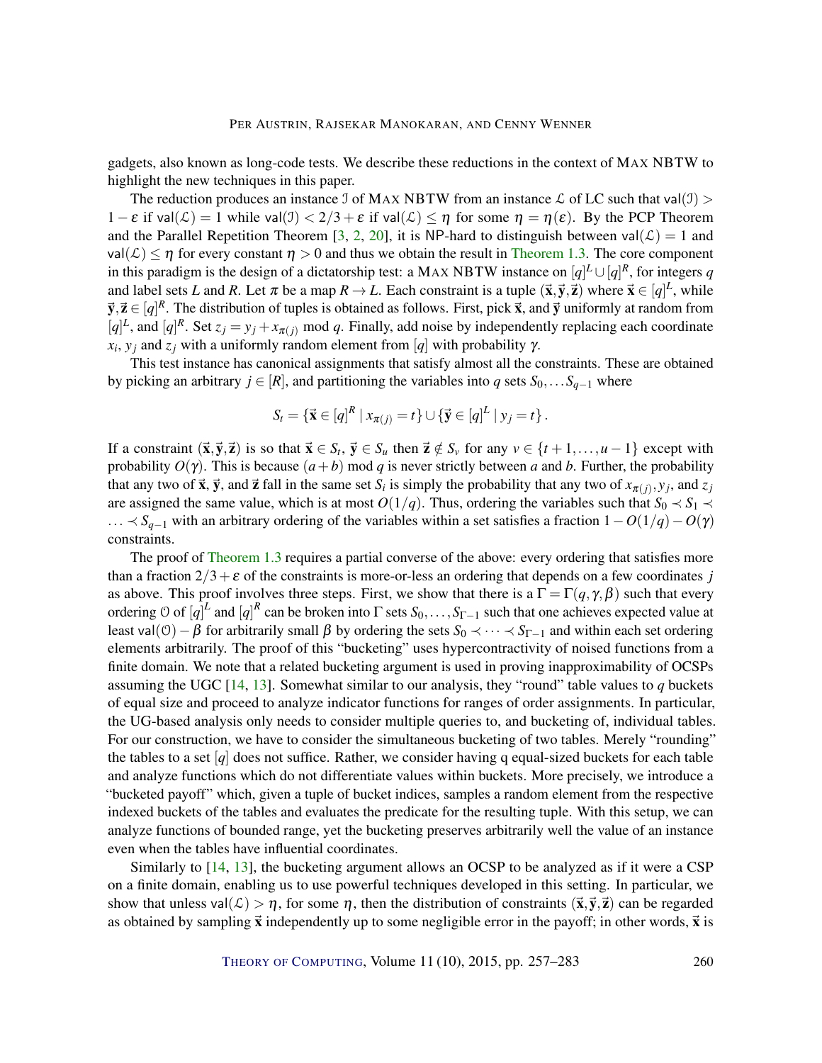gadgets, also known as long-code tests. We describe these reductions in the context of MAX NBTW to highlight the new techniques in this paper.

The reduction produces an instance $\mathcal{I}$ of MAX NBTW from an instance $\mathcal{L}$ of LC such that $\mathsf{val}(\mathcal{I}) > 1-\varepsilon$ if $\mathsf{val}(\mathcal{L}) = 1$ while $\mathsf{val}(\mathcal{I}) < 2/3+\varepsilon$ if $\mathsf{val}(\mathcal{L}) \leq \eta$ for some $\eta = \eta(\varepsilon)$. By the PCP Theorem and the Parallel Repetition Theorem [3, 2, 20], it is NP-hard to distinguish between $\mathsf{val}(\mathcal{L}) = 1$ and $\mathsf{val}(\mathcal{L}) \leq \eta$ for every constant $\eta > 0$ and thus we obtain the result in Theorem 1.3. The core component in this paradigm is the design of a dictatorship test: a MAX NBTW instance on $[q]^L \cup [q]^R$, for integers $q$ and label sets $L$ and $R$. Let $\pi$ be a map $R \to L$. Each constraint is a tuple $(\vec{\mathbf{x}}, \vec{\mathbf{y}}, \vec{\mathbf{z}})$ where $\vec{\mathbf{x}} \in [q]^L$, while $\vec{\mathbf{y}}, \vec{\mathbf{z}} \in [q]^R$. The distribution of tuples is obtained as follows. First, pick $\vec{\mathbf{x}}$, and $\vec{\mathbf{y}}$ uniformly at random from $[q]^L$, and $[q]^R$. Set $z_j = y_j + x_{\pi(j)} \bmod q$. Finally, add noise by independently replacing each coordinate $x_i$, $y_j$ and $z_j$ with a uniformly random element from $[q]$ with probability $\gamma$.

This test instance has canonical assignments that satisfy almost all the constraints. These are obtained by picking an arbitrary $j \in [R]$, and partitioning the variables into $q$ sets $S_0, \ldots S_{q-1}$ where

$$S_t = \{\vec{\mathbf{x}} \in [q]^R \mid x_{\pi(j)} = t\} \cup \{\vec{\mathbf{y}} \in [q]^L \mid y_j = t\}.$$

If a constraint $(\vec{\mathbf{x}}, \vec{\mathbf{y}}, \vec{\mathbf{z}})$ is so that $\vec{\mathbf{x}} \in S_t$, $\vec{\mathbf{y}} \in S_u$ then $\vec{\mathbf{z}} \notin S_v$ for any $v \in \{t+1, \ldots, u-1\}$ except with probability $O(\gamma)$. This is because $(a+b) \bmod q$ is never strictly between $a$ and $b$. Further, the probability that any two of $\vec{\mathbf{x}}$, $\vec{\mathbf{y}}$, and $\vec{\mathbf{z}}$ fall in the same set $S_i$ is simply the probability that any two of $x_{\pi(j)}, y_j$, and $z_j$ are assigned the same value, which is at most $O(1/q)$. Thus, ordering the variables such that $S_0 \prec S_1 \prec \ldots \prec S_{q-1}$ with an arbitrary ordering of the variables within a set satisfies a fraction $1 - O(1/q) - O(\gamma)$ constraints.

The proof of Theorem 1.3 requires a partial converse of the above: every ordering that satisfies more than a fraction $2/3+\varepsilon$ of the constraints is more-or-less an ordering that depends on a few coordinates $j$ as above. This proof involves three steps. First, we show that there is a $\Gamma = \Gamma(q, \gamma, \beta)$ such that every ordering $\mathcal{O}$ of $[q]^L$ and $[q]^R$ can be broken into $\Gamma$ sets $S_0, \ldots, S_{\Gamma-1}$ such that one achieves expected value at least $\mathsf{val}(\mathcal{O}) - \beta$ for arbitrarily small $\beta$ by ordering the sets $S_0 \prec \cdots \prec S_{\Gamma-1}$ and within each set ordering elements arbitrarily. The proof of this "bucketing" uses hypercontractivity of noised functions from a finite domain. We note that a related bucketing argument is used in proving inapproximability of OCSPs assuming the UGC [14, 13]. Somewhat similar to our analysis, they "round" table values to $q$ buckets of equal size and proceed to analyze indicator functions for ranges of order assignments. In particular, the UG-based analysis only needs to consider multiple queries to, and bucketing of, individual tables. For our construction, we have to consider the simultaneous bucketing of two tables. Merely "rounding" the tables to a set $[q]$ does not suffice. Rather, we consider having q equal-sized buckets for each table and analyze functions which do not differentiate values within buckets. More precisely, we introduce a "bucketed payoff" which, given a tuple of bucket indices, samples a random element from the respective indexed buckets of the tables and evaluates the predicate for the resulting tuple. With this setup, we can analyze functions of bounded range, yet the bucketing preserves arbitrarily well the value of an instance even when the tables have influential coordinates.

Similarly to [14, 13], the bucketing argument allows an OCSP to be analyzed as if it were a CSP on a finite domain, enabling us to use powerful techniques developed in this setting. In particular, we show that unless $\mathsf{val}(\mathcal{L}) > \eta$, for some $\eta$, then the distribution of constraints $(\vec{\mathbf{x}}, \vec{\mathbf{y}}, \vec{\mathbf{z}})$ can be regarded as obtained by sampling $\vec{\mathbf{x}}$ independently up to some negligible error in the payoff; in other words, $\vec{\mathbf{x}}$ is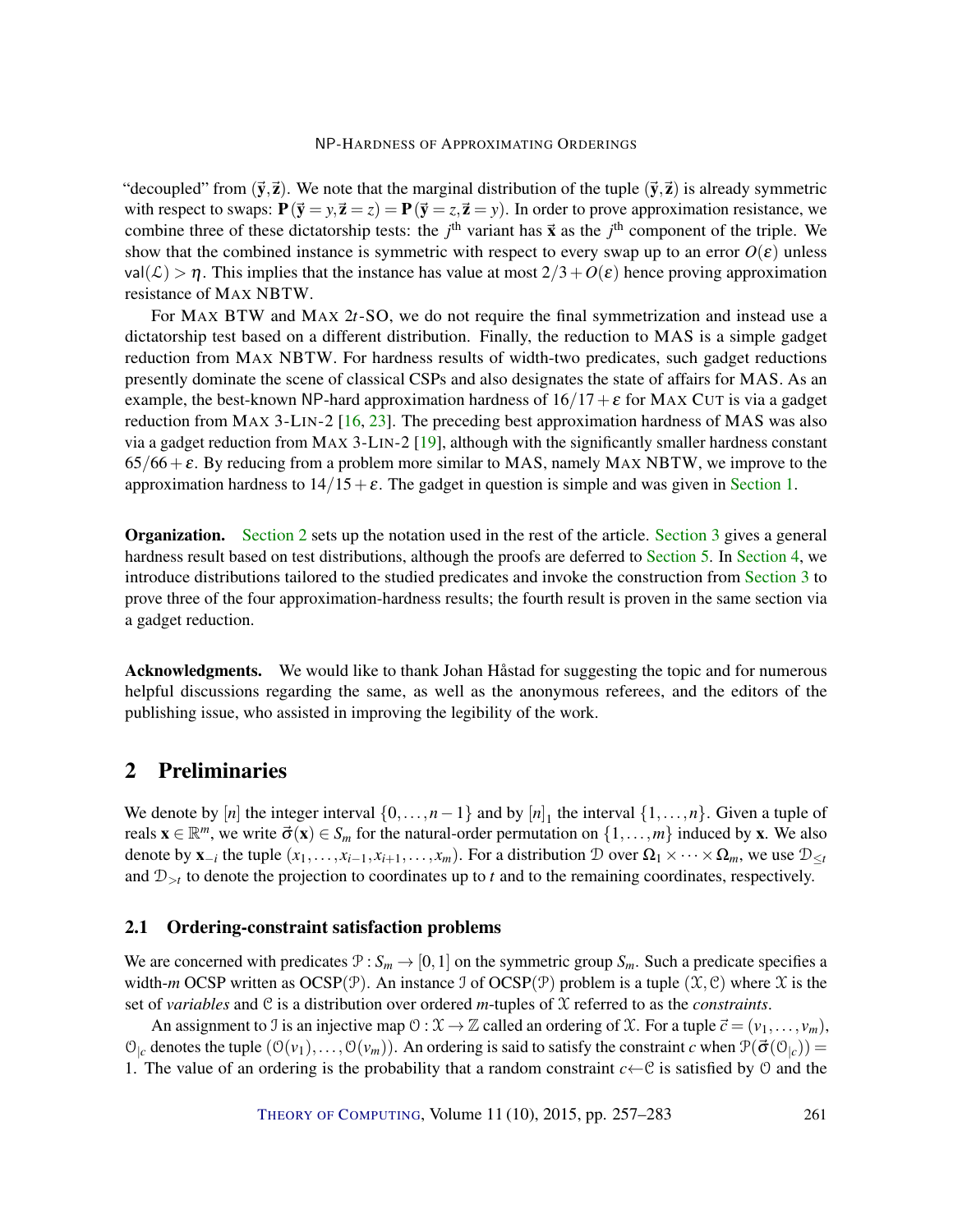"decoupled" from $(\vec{\mathbf{y}}, \vec{\mathbf{z}})$. We note that the marginal distribution of the tuple $(\vec{\mathbf{y}}, \vec{\mathbf{z}})$ is already symmetric with respect to swaps: $\mathbf{P}(\vec{\mathbf{y}} = y, \vec{\mathbf{z}} = z) = \mathbf{P}(\vec{\mathbf{y}} = z, \vec{\mathbf{z}} = y)$. In order to prove approximation resistance, we combine three of these dictatorship tests: the $j^{\text{th}}$ variant has $\vec{\mathbf{x}}$ as the $j^{\text{th}}$ component of the triple. We show that the combined instance is symmetric with respect to every swap up to an error $O(\varepsilon)$ unless $\mathsf{val}(\mathcal{L}) > \eta$. This implies that the instance has value at most $2/3 + O(\varepsilon)$ hence proving approximation resistance of MAX NBTW.

For MAX BTW and MAX $2t$-SO, we do not require the final symmetrization and instead use a dictatorship test based on a different distribution. Finally, the reduction to MAS is a simple gadget reduction from MAX NBTW. For hardness results of width-two predicates, such gadget reductions presently dominate the scene of classical CSPs and also designates the state of affairs for MAS. As an example, the best-known NP-hard approximation hardness of $16/17 + \varepsilon$ for MAX CUT is via a gadget reduction from MAX 3-LIN-2 [16, 23]. The preceding best approximation hardness of MAS was also via a gadget reduction from MAX 3-LIN-2 [19], although with the significantly smaller hardness constant $65/66 + \varepsilon$. By reducing from a problem more similar to MAS, namely MAX NBTW, we improve to the approximation hardness to $14/15 + \varepsilon$. The gadget in question is simple and was given in Section 1.

**Organization.** Section 2 sets up the notation used in the rest of the article. Section 3 gives a general hardness result based on test distributions, although the proofs are deferred to Section 5. In Section 4, we introduce distributions tailored to the studied predicates and invoke the construction from Section 3 to prove three of the four approximation-hardness results; the fourth result is proven in the same section via a gadget reduction.

**Acknowledgments.** We would like to thank Johan Håstad for suggesting the topic and for numerous helpful discussions regarding the same, as well as the anonymous referees, and the editors of the publishing issue, who assisted in improving the legibility of the work.

## 2 Preliminaries

We denote by $[n]$ the integer interval $\{0, \ldots, n-1\}$ and by $[n]_1$ the interval $\{1, \ldots, n\}$. Given a tuple of reals $\mathbf{x} \in \mathbb{R}^m$, we write $\vec{\sigma}(\mathbf{x}) \in S_m$ for the natural-order permutation on $\{1, \ldots, m\}$ induced by $\mathbf{x}$. We also denote by $\mathbf{x}_{-i}$ the tuple $(x_1, \ldots, x_{i-1}, x_{i+1}, \ldots, x_m)$. For a distribution $\mathcal{D}$ over $\Omega_1 \times \cdots \times \Omega_m$, we use $\mathcal{D}_{\leq t}$ and $\mathcal{D}_{>t}$ to denote the projection to coordinates up to $t$ and to the remaining coordinates, respectively.

### 2.1 Ordering-constraint satisfaction problems

We are concerned with predicates $\mathcal{P} : S_m \to [0, 1]$ on the symmetric group $S_m$. Such a predicate specifies a width-$m$ OCSP written as OCSP($\mathcal{P}$). An instance $\mathcal{I}$ of OCSP($\mathcal{P}$) problem is a tuple $(\mathcal{X}, \mathcal{C})$ where $\mathcal{X}$ is the set of *variables* and $\mathcal{C}$ is a distribution over ordered $m$-tuples of $\mathcal{X}$ referred to as the *constraints*.

An assignment to $\mathcal{I}$ is an injective map $\mathcal{O} : \mathcal{X} \to \mathbb{Z}$ called an ordering of $\mathcal{X}$. For a tuple $\vec{c} = (v_1, \ldots, v_m)$, $\mathcal{O}_{|c}$ denotes the tuple $(\mathcal{O}(v_1), \ldots, \mathcal{O}(v_m))$. An ordering is said to satisfy the constraint $c$ when $\mathcal{P}(\vec{\sigma}(\mathcal{O}_{|c})) = 1$. The value of an ordering is the probability that a random constraint $c \leftarrow \mathcal{C}$ is satisfied by $\mathcal{O}$ and the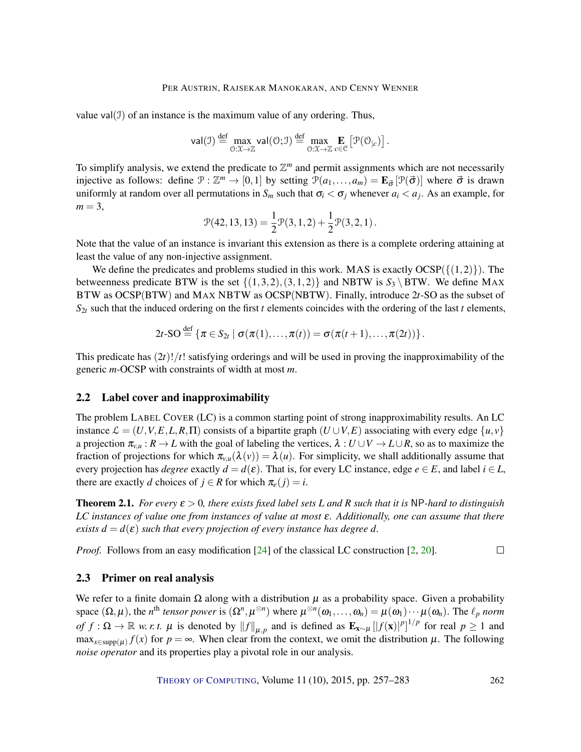value $\mathsf{val}(\mathcal{I})$ of an instance is the maximum value of any ordering. Thus,

$$\mathsf{val}(\mathcal{I}) \stackrel{\text{def}}{=} \max_{\mathcal{O}:\mathcal{X}\to\mathbb{Z}} \mathsf{val}(\mathcal{O};\mathcal{I}) \stackrel{\text{def}}{=} \max_{\mathcal{O}:\mathcal{X}\to\mathbb{Z}} \mathop{\mathbf{E}}_{c\in\mathcal{C}}\left[\mathcal{P}(\mathcal{O}_{|c})\right].$$

To simplify analysis, we extend the predicate to $\mathbb{Z}^m$ and permit assignments which are not necessarily injective as follows: define $\mathcal{P}:\mathbb{Z}^m\to[0,1]$ by setting $\mathcal{P}(a_1,\ldots,a_m) = \mathbf{E}_{\vec{\sigma}}\left[\mathcal{P}(\vec{\sigma})\right]$ where $\vec{\sigma}$ is drawn uniformly at random over all permutations in $S_m$ such that $\sigma_i < \sigma_j$ whenever $a_i < a_j$. As an example, for $m = 3$,

$$\mathcal{P}(42,13,13) = \frac{1}{2}\mathcal{P}(3,1,2) + \frac{1}{2}\mathcal{P}(3,2,1).$$

Note that the value of an instance is invariant this extension as there is a complete ordering attaining at least the value of any non-injective assignment.

We define the predicates and problems studied in this work. MAS is exactly OCSP($\{(1,2)\}$). The betweenness predicate BTW is the set $\{(1,3,2),(3,1,2)\}$ and NBTW is $S_3\setminus$BTW. We define MAX BTW as OCSP(BTW) and MAX NBTW as OCSP(NBTW). Finally, introduce $2t$-SO as the subset of $S_{2t}$ such that the induced ordering on the first $t$ elements coincides with the ordering of the last $t$ elements,

$$2t\text{-SO} \stackrel{\text{def}}{=} \{\pi\in S_{2t} \mid \sigma(\pi(1),\ldots,\pi(t)) = \sigma(\pi(t+1),\ldots,\pi(2t))\}.$$

This predicate has $(2t)!/t!$ satisfying orderings and will be used in proving the inapproximability of the generic $m$-OCSP with constraints of width at most $m$.

## 2.2 Label cover and inapproximability

The problem LABEL COVER (LC) is a common starting point of strong inapproximability results. An LC instance $\mathcal{L} = (U,V,E,L,R,\Pi)$ consists of a bipartite graph $(U\cup V,E)$ associating with every edge $\{u,v\}$ a projection $\pi_{v,u}: R\to L$ with the goal of labeling the vertices, $\lambda: U\cup V\to L\cup R$, so as to maximize the fraction of projections for which $\pi_{v,u}(\lambda(v)) = \lambda(u)$. For simplicity, we shall additionally assume that every projection has *degree* exactly $d = d(\varepsilon)$. That is, for every LC instance, edge $e\in E$, and label $i\in L$, there are exactly $d$ choices of $j\in R$ for which $\pi_e(j) = i$.

**Theorem 2.1.** *For every $\varepsilon > 0$, there exists fixed label sets $L$ and $R$ such that it is* NP*-hard to distinguish LC instances of value one from instances of value at most $\varepsilon$. Additionally, one can assume that there exists $d = d(\varepsilon)$ such that every projection of every instance has degree $d$.*

*Proof.* Follows from an easy modification [24] of the classical LC construction [2, 20]. □

## 2.3 Primer on real analysis

We refer to a finite domain $\Omega$ along with a distribution $\mu$ as a probability space. Given a probability space $(\Omega,\mu)$, the $n^{\text{th}}$ *tensor power* is $(\Omega^n,\mu^{\otimes n})$ where $\mu^{\otimes n}(\omega_1,\ldots,\omega_n) = \mu(\omega_1)\cdots\mu(\omega_n)$. The *$\ell_p$ norm of $f:\Omega\to\mathbb{R}$ w. r. t. $\mu$* is denoted by $\|f\|_{\mu,p}$ and is defined as $\mathbf{E}_{\mathbf{x}\sim\mu}\left[|f(\mathbf{x})|^p\right]^{1/p}$ for real $p\geq 1$ and $\max_{x\in\mathsf{supp}(\mu)} f(x)$ for $p=\infty$. When clear from the context, we omit the distribution $\mu$. The following *noise operator* and its properties play a pivotal role in our analysis.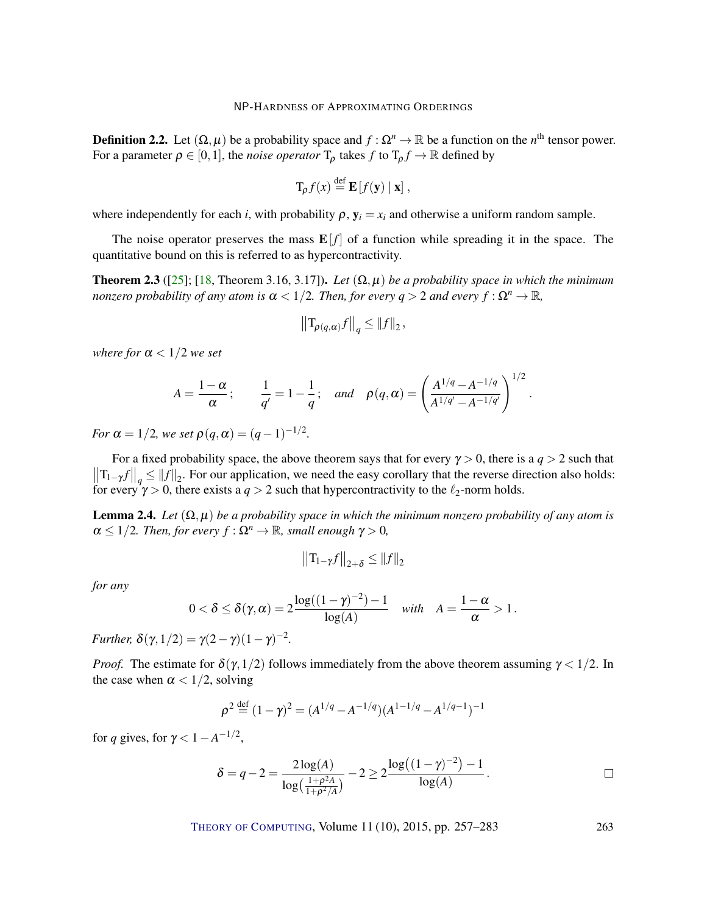**Definition 2.2.** Let $(\Omega, \mu)$ be a probability space and $f : \Omega^n \to \mathbb{R}$ be a function on the $n^{\text{th}}$ tensor power. For a parameter $\rho \in [0,1]$, the *noise operator* $\mathrm{T}_\rho$ takes $f$ to $\mathrm{T}_\rho f \to \mathbb{R}$ defined by

$$\mathrm{T}_\rho f(x) \stackrel{\text{def}}{=} \mathbf{E}\left[f(\mathbf{y}) \mid \mathbf{x}\right],$$

where independently for each $i$, with probability $\rho$, $\mathbf{y}_i = x_i$ and otherwise a uniform random sample.

The noise operator preserves the mass $\mathbf{E}[f]$ of a function while spreading it in the space. The quantitative bound on this is referred to as hypercontractivity.

**Theorem 2.3** ([25]; [18, Theorem 3.16, 3.17]). *Let $(\Omega, \mu)$ be a probability space in which the minimum nonzero probability of any atom is $\alpha < 1/2$. Then, for every $q > 2$ and every $f : \Omega^n \to \mathbb{R}$,*

$$\left\|\mathrm{T}_{\rho(q,\alpha)} f\right\|_q \le \|f\|_2,$$

*where for $\alpha < 1/2$ we set*

$$A = \frac{1-\alpha}{\alpha}; \qquad \frac{1}{q'} = 1 - \frac{1}{q}; \quad \text{and} \quad \rho(q,\alpha) = \left(\frac{A^{1/q} - A^{-1/q}}{A^{1/q'} - A^{-1/q'}}\right)^{1/2}.$$

*For $\alpha = 1/2$, we set $\rho(q,\alpha) = (q-1)^{-1/2}$.*

For a fixed probability space, the above theorem says that for every $\gamma > 0$, there is a $q > 2$ such that $\left\|\mathrm{T}_{1-\gamma} f\right\|_q \le \|f\|_2$. For our application, we need the easy corollary that the reverse direction also holds: for every $\gamma > 0$, there exists a $q > 2$ such that hypercontractivity to the $\ell_2$-norm holds.

**Lemma 2.4.** *Let $(\Omega, \mu)$ be a probability space in which the minimum nonzero probability of any atom is $\alpha \le 1/2$. Then, for every $f : \Omega^n \to \mathbb{R}$, small enough $\gamma > 0$,*

$$\left\|\mathrm{T}_{1-\gamma} f\right\|_{2+\delta} \le \|f\|_2$$

*for any*

$$0 < \delta \le \delta(\gamma,\alpha) = 2\frac{\log((1-\gamma)^{-2}) - 1}{\log(A)} \quad \text{with} \quad A = \frac{1-\alpha}{\alpha} > 1.$$

*Further, $\delta(\gamma, 1/2) = \gamma(2-\gamma)(1-\gamma)^{-2}$.*

*Proof.* The estimate for $\delta(\gamma, 1/2)$ follows immediately from the above theorem assuming $\gamma < 1/2$. In the case when $\alpha < 1/2$, solving

$$\rho^2 \stackrel{\text{def}}{=} (1-\gamma)^2 = (A^{1/q} - A^{-1/q})(A^{1-1/q} - A^{1/q-1})^{-1}$$

for $q$ gives, for $\gamma < 1 - A^{-1/2}$,

$$\delta = q - 2 = \frac{2\log(A)}{\log\left(\frac{1+\rho^2 A}{1+\rho^2/A}\right)} - 2 \ge 2\frac{\log\left((1-\gamma)^{-2}\right) - 1}{\log(A)}.$$

$\square$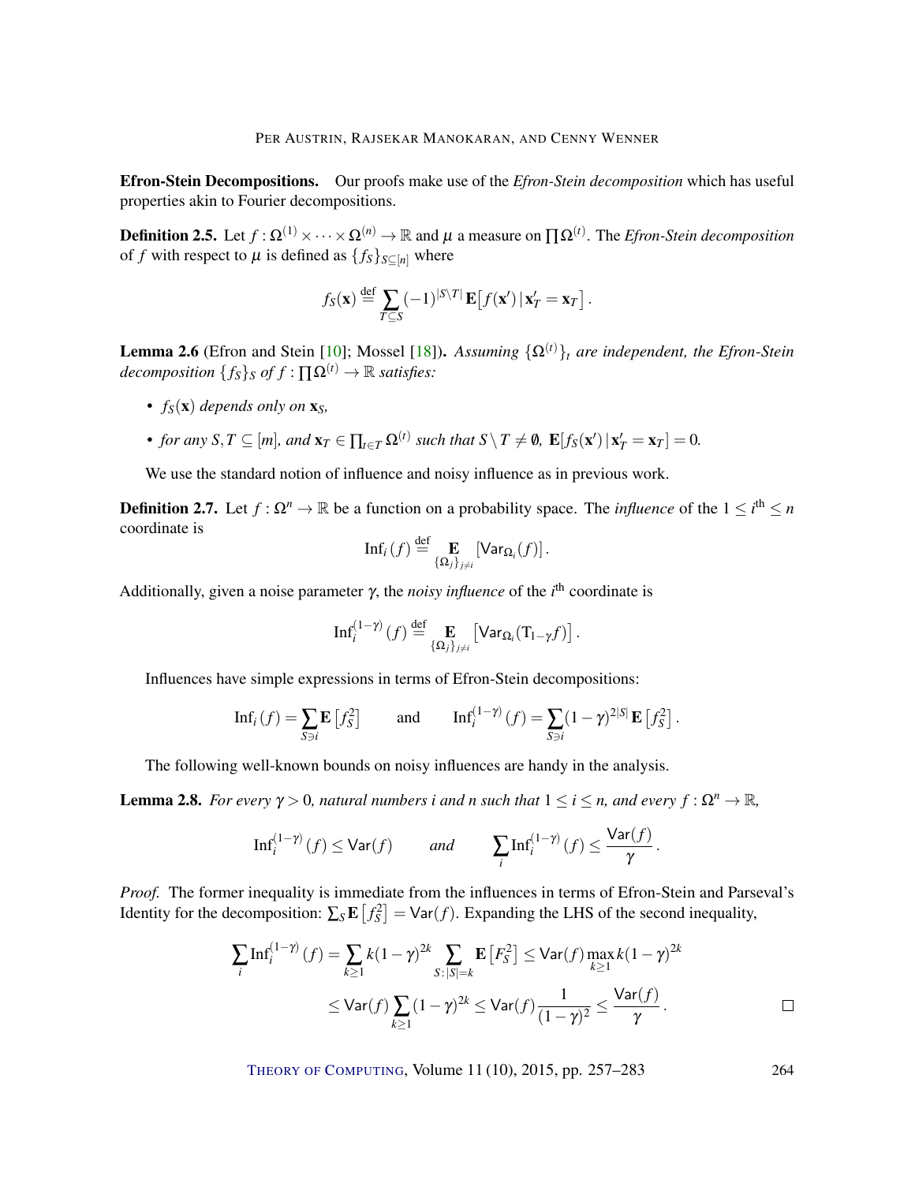**Efron-Stein Decompositions.** Our proofs make use of the *Efron-Stein decomposition* which has useful properties akin to Fourier decompositions.

**Definition 2.5.** Let $f : \Omega^{(1)} \times \cdots \times \Omega^{(n)} \to \mathbb{R}$ and $\mu$ a measure on $\prod \Omega^{(t)}$. The *Efron-Stein decomposition* of $f$ with respect to $\mu$ is defined as $\{f_S\}_{S \subseteq [n]}$ where

$$f_S(\mathbf{x}) \stackrel{\text{def}}{=} \sum_{T \subseteq S} (-1)^{|S \setminus T|} \mathbf{E}\big[f(\mathbf{x}') \,|\, \mathbf{x}'_T = \mathbf{x}_T\big] .$$

**Lemma 2.6** (Efron and Stein [10]; Mossel [18])**.** *Assuming $\{\Omega^{(t)}\}_t$ are independent, the Efron-Stein decomposition $\{f_S\}_S$ of $f : \prod \Omega^{(t)} \to \mathbb{R}$ satisfies:*

- *$f_S(\mathbf{x})$ depends only on $\mathbf{x}_S$,*
- *for any $S, T \subseteq [m]$, and $\mathbf{x}_T \in \prod_{t \in T} \Omega^{(t)}$ such that $S \setminus T \neq \emptyset$, $\mathbf{E}[f_S(\mathbf{x}') \,|\, \mathbf{x}'_T = \mathbf{x}_T] = 0$.*

We use the standard notion of influence and noisy influence as in previous work.

**Definition 2.7.** Let $f : \Omega^n \to \mathbb{R}$ be a function on a probability space. The *influence* of the $1 \leq i^{\text{th}} \leq n$ coordinate is

$$\mathrm{Inf}_i(f) \stackrel{\text{def}}{=} \mathop{\mathbf{E}}_{\{\Omega_j\}_{j \neq i}} \left[\mathsf{Var}_{\Omega_i}(f)\right].$$

Additionally, given a noise parameter $\gamma$, the *noisy influence* of the $i^{\text{th}}$ coordinate is

$$\mathrm{Inf}_i^{(1-\gamma)}(f) \stackrel{\text{def}}{=} \mathop{\mathbf{E}}_{\{\Omega_j\}_{j \neq i}} \left[\mathsf{Var}_{\Omega_i}(\mathrm{T}_{1-\gamma} f)\right].$$

Influences have simple expressions in terms of Efron-Stein decompositions:

$$\mathrm{Inf}_i(f) = \sum_{S \ni i} \mathbf{E}\left[f_S^2\right] \qquad \text{and} \qquad \mathrm{Inf}_i^{(1-\gamma)}(f) = \sum_{S \ni i} (1-\gamma)^{2|S|} \mathbf{E}\left[f_S^2\right].$$

The following well-known bounds on noisy influences are handy in the analysis.

**Lemma 2.8.** *For every $\gamma > 0$, natural numbers $i$ and $n$ such that $1 \leq i \leq n$, and every $f : \Omega^n \to \mathbb{R}$,*

$$\mathrm{Inf}_i^{(1-\gamma)}(f) \leq \mathsf{Var}(f) \qquad \text{and} \qquad \sum_i \mathrm{Inf}_i^{(1-\gamma)}(f) \leq \frac{\mathsf{Var}(f)}{\gamma}.$$

*Proof.* The former inequality is immediate from the influences in terms of Efron-Stein and Parseval's Identity for the decomposition: $\sum_S \mathbf{E}\left[f_S^2\right] = \mathsf{Var}(f)$. Expanding the LHS of the second inequality,

$$\begin{aligned}
\sum_i \mathrm{Inf}_i^{(1-\gamma)}(f) &= \sum_{k \geq 1} k(1-\gamma)^{2k} \sum_{S : |S| = k} \mathbf{E}\left[F_S^2\right] \leq \mathsf{Var}(f) \max_{k \geq 1} k(1-\gamma)^{2k} \\
&\leq \mathsf{Var}(f) \sum_{k \geq 1} (1-\gamma)^{2k} \leq \mathsf{Var}(f) \frac{1}{(1-\gamma)^2} \leq \frac{\mathsf{Var}(f)}{\gamma}.
\end{aligned}$$

$\square$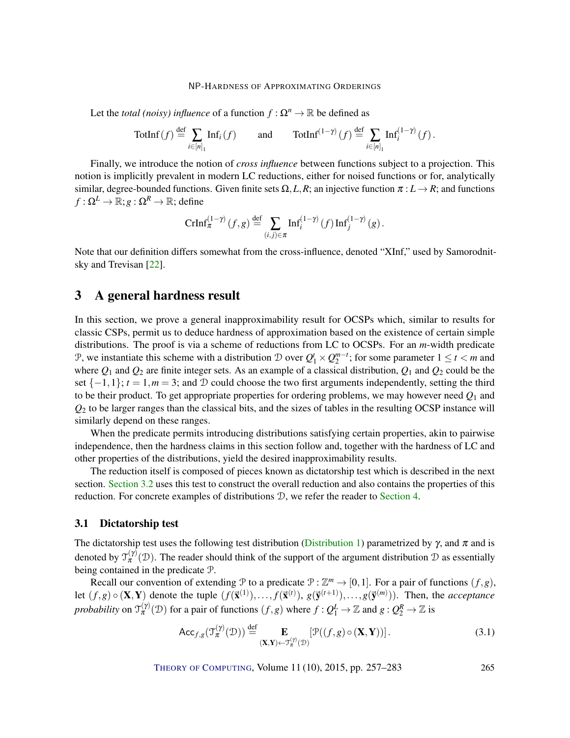Let the *total (noisy) influence* of a function $f : \Omega^n \to \mathbb{R}$ be defined as

$$\mathrm{TotInf}(f) \stackrel{\text{def}}{=} \sum_{i \in [n]_1} \mathrm{Inf}_i(f) \qquad \text{and} \qquad \mathrm{TotInf}^{(1-\gamma)}(f) \stackrel{\text{def}}{=} \sum_{i \in [n]_1} \mathrm{Inf}_i^{(1-\gamma)}(f).$$

Finally, we introduce the notion of *cross influence* between functions subject to a projection. This notion is implicitly prevalent in modern LC reductions, either for noised functions or for, analytically similar, degree-bounded functions. Given finite sets $\Omega, L, R$; an injective function $\pi : L \to R$; and functions $f : \Omega^L \to \mathbb{R}; g : \Omega^R \to \mathbb{R}$; define

$$\mathrm{CrInf}_\pi^{(1-\gamma)}(f, g) \stackrel{\text{def}}{=} \sum_{(i,j) \in \pi} \mathrm{Inf}_i^{(1-\gamma)}(f)\, \mathrm{Inf}_j^{(1-\gamma)}(g).$$

Note that our definition differs somewhat from the cross-influence, denoted "XInf," used by Samorodnitsky and Trevisan [22].

## 3 A general hardness result

In this section, we prove a general inapproximability result for OCSPs which, similar to results for classic CSPs, permit us to deduce hardness of approximation based on the existence of certain simple distributions. The proof is via a scheme of reductions from LC to OCSPs. For an $m$-width predicate $\mathcal{P}$, we instantiate this scheme with a distribution $\mathcal{D}$ over $Q_1^t \times Q_2^{m-t}$; for some parameter $1 \le t < m$ and where $Q_1$ and $Q_2$ are finite integer sets. As an example of a classical distribution, $Q_1$ and $Q_2$ could be the set $\{-1, 1\}$; $t = 1, m = 3$; and $\mathcal{D}$ could choose the two first arguments independently, setting the third to be their product. To get appropriate properties for ordering problems, we may however need $Q_1$ and $Q_2$ to be larger ranges than the classical bits, and the sizes of tables in the resulting OCSP instance will similarly depend on these ranges.

When the predicate permits introducing distributions satisfying certain properties, akin to pairwise independence, then the hardness claims in this section follow and, together with the hardness of LC and other properties of the distributions, yield the desired inapproximability results.

The reduction itself is composed of pieces known as dictatorship test which is described in the next section. Section 3.2 uses this test to construct the overall reduction and also contains the properties of this reduction. For concrete examples of distributions $\mathcal{D}$, we refer the reader to Section 4.

### 3.1 Dictatorship test

The dictatorship test uses the following test distribution (Distribution 1) parametrized by $\gamma$, and $\pi$ and is denoted by $\mathcal{T}_\pi^{(\gamma)}(\mathcal{D})$. The reader should think of the support of the argument distribution $\mathcal{D}$ as essentially being contained in the predicate $\mathcal{P}$.

Recall our convention of extending $\mathcal{P}$ to a predicate $\mathcal{P} : \mathbb{Z}^m \to [0,1]$. For a pair of functions $(f, g)$, let $(f, g) \circ (\mathbf{X}, \mathbf{Y})$ denote the tuple $(f(\vec{\mathbf{x}}^{(1)}), \ldots, f(\vec{\mathbf{x}}^{(t)}),\ g(\vec{\mathbf{y}}^{(t+1)}), \ldots, g(\vec{\mathbf{y}}^{(m)}))$. Then, the *acceptance probability* on $\mathcal{T}_\pi^{(\gamma)}(\mathcal{D})$ for a pair of functions $(f, g)$ where $f : Q_1^L \to \mathbb{Z}$ and $g : Q_2^R \to \mathbb{Z}$ is

$$\mathsf{Acc}_{f,g}(\mathcal{T}_\pi^{(\gamma)}(\mathcal{D})) \stackrel{\text{def}}{=} \mathop{\mathbf{E}}_{(\mathbf{X},\mathbf{Y}) \leftarrow \mathcal{T}_\pi^{(\gamma)}(\mathcal{D})} \left[\mathcal{P}((f, g) \circ (\mathbf{X}, \mathbf{Y}))\right]. \tag{3.1}$$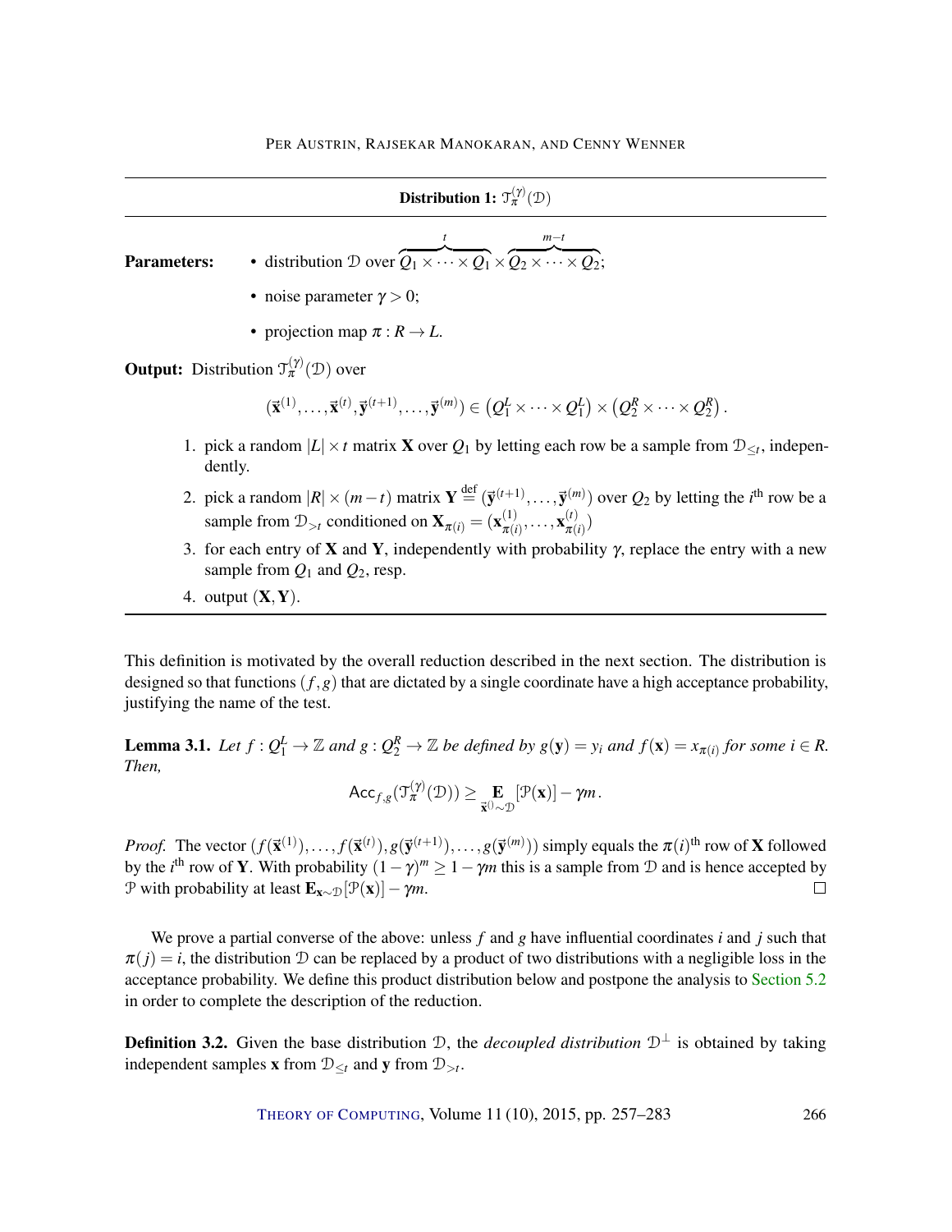**Distribution 1:** $\mathcal{T}_\pi^{(\gamma)}(\mathcal{D})$

**Parameters:**

- distribution $\mathcal{D}$ over $\overbrace{Q_1 \times \cdots \times Q_1}^{t} \times \overbrace{Q_2 \times \cdots \times Q_2}^{m-t}$;
- noise parameter $\gamma > 0$;
- projection map $\pi : R \to L$.

**Output:** Distribution $\mathcal{T}_\pi^{(\gamma)}(\mathcal{D})$ over

$$(\vec{\mathbf{x}}^{(1)}, \ldots, \vec{\mathbf{x}}^{(t)}, \vec{\mathbf{y}}^{(t+1)}, \ldots, \vec{\mathbf{y}}^{(m)}) \in \left(Q_1^L \times \cdots \times Q_1^L\right) \times \left(Q_2^R \times \cdots \times Q_2^R\right).$$

1. pick a random $|L| \times t$ matrix $\mathbf{X}$ over $Q_1$ by letting each row be a sample from $\mathcal{D}_{\leq t}$, independently.
2. pick a random $|R| \times (m-t)$ matrix $\mathbf{Y} \stackrel{\text{def}}{=} (\vec{\mathbf{y}}^{(t+1)}, \ldots, \vec{\mathbf{y}}^{(m)})$ over $Q_2$ by letting the $i^{\text{th}}$ row be a sample from $\mathcal{D}_{>t}$ conditioned on $\mathbf{X}_{\pi(i)} = (\mathbf{x}^{(1)}_{\pi(i)}, \ldots, \mathbf{x}^{(t)}_{\pi(i)})$
3. for each entry of $\mathbf{X}$ and $\mathbf{Y}$, independently with probability $\gamma$, replace the entry with a new sample from $Q_1$ and $Q_2$, resp.
4. output $(\mathbf{X}, \mathbf{Y})$.

This definition is motivated by the overall reduction described in the next section. The distribution is designed so that functions $(f, g)$ that are dictated by a single coordinate have a high acceptance probability, justifying the name of the test.

**Lemma 3.1.** *Let $f : Q_1^L \to \mathbb{Z}$ and $g : Q_2^R \to \mathbb{Z}$ be defined by $g(\mathbf{y}) = y_i$ and $f(\mathbf{x}) = x_{\pi(i)}$ for some $i \in R$. Then,*

$$\mathsf{Acc}_{f,g}(\mathcal{T}_\pi^{(\gamma)}(\mathcal{D})) \geq \mathop{\mathbf{E}}_{\vec{\mathbf{x}}^{()} \sim \mathcal{D}}[\mathcal{P}(\mathbf{x})] - \gamma m\,.$$

*Proof.* The vector $(f(\vec{\mathbf{x}}^{(1)}), \ldots, f(\vec{\mathbf{x}}^{(t)}), g(\vec{\mathbf{y}}^{(t+1)}), \ldots, g(\vec{\mathbf{y}}^{(m)}))$ simply equals the $\pi(i)^{\text{th}}$ row of $\mathbf{X}$ followed by the $i^{\text{th}}$ row of $\mathbf{Y}$. With probability $(1-\gamma)^m \geq 1 - \gamma m$ this is a sample from $\mathcal{D}$ and is hence accepted by $\mathcal{P}$ with probability at least $\mathbf{E}_{\mathbf{x} \sim \mathcal{D}}[\mathcal{P}(\mathbf{x})] - \gamma m$. $\square$

We prove a partial converse of the above: unless $f$ and $g$ have influential coordinates $i$ and $j$ such that $\pi(j) = i$, the distribution $\mathcal{D}$ can be replaced by a product of two distributions with a negligible loss in the acceptance probability. We define this product distribution below and postpone the analysis to Section 5.2 in order to complete the description of the reduction.

**Definition 3.2.** Given the base distribution $\mathcal{D}$, the *decoupled distribution* $\mathcal{D}^\perp$ is obtained by taking independent samples $\mathbf{x}$ from $\mathcal{D}_{\leq t}$ and $\mathbf{y}$ from $\mathcal{D}_{>t}$.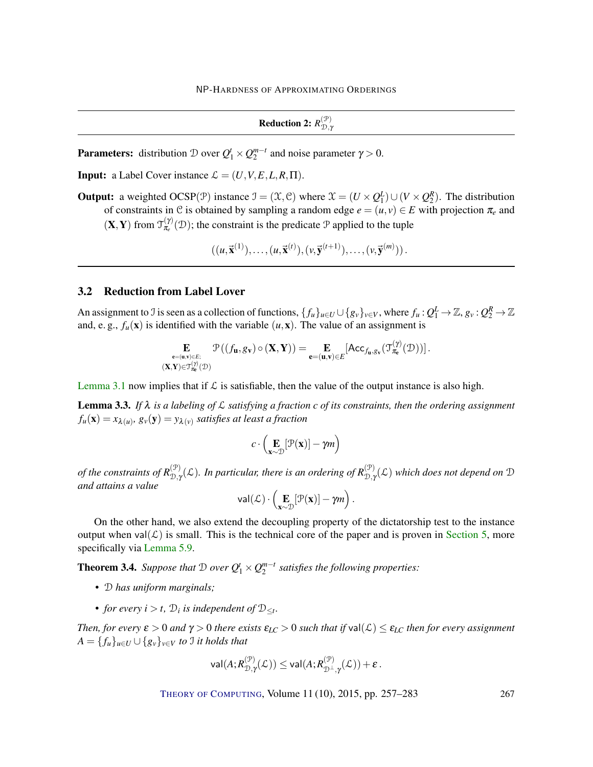**Reduction 2:** $R^{(\mathcal{P})}_{\mathcal{D},\gamma}$

**Parameters:** distribution $\mathcal{D}$ over $Q_1^t \times Q_2^{m-t}$ and noise parameter $\gamma > 0$.

**Input:** a Label Cover instance $\mathcal{L} = (U,V,E,L,R,\Pi)$.

**Output:** a weighted OCSP($\mathcal{P}$) instance $\mathcal{I} = (\mathcal{X},\mathcal{C})$ where $\mathcal{X} = (U \times Q_1^L) \cup (V \times Q_2^R)$. The distribution of constraints in $\mathcal{C}$ is obtained by sampling a random edge $e = (u,v) \in E$ with projection $\pi_e$ and $(\mathbf{X},\mathbf{Y})$ from $\mathcal{T}^{(\gamma)}_{\pi_e}(\mathcal{D})$; the constraint is the predicate $\mathcal{P}$ applied to the tuple

$$((u,\vec{\mathbf{x}}^{(1)}),\dots,(u,\vec{\mathbf{x}}^{(t)}),(v,\vec{\mathbf{y}}^{(t+1)}),\dots,(v,\vec{\mathbf{y}}^{(m)}))\,.$$

## 3.2 Reduction from Label Lover

An assignment to $\mathcal{I}$ is seen as a collection of functions, $\{f_u\}_{u\in U} \cup \{g_v\}_{v\in V}$, where $f_u : Q_1^L \to \mathbb{Z}$, $g_v : Q_2^R \to \mathbb{Z}$ and, e. g., $f_u(\mathbf{x})$ is identified with the variable $(u,\mathbf{x})$. The value of an assignment is

$$\mathop{\mathbf{E}}_{\substack{\mathbf{e}=(\mathbf{u},\mathbf{v})\in E;\\ (\mathbf{X},\mathbf{Y})\in\mathcal{T}^{(\gamma)}_{\pi_\mathbf{e}}(\mathcal{D})}} \mathcal{P}\left((f_\mathbf{u},g_\mathbf{v})\circ(\mathbf{X},\mathbf{Y})\right) = \mathop{\mathbf{E}}_{\mathbf{e}=(\mathbf{u},\mathbf{v})\in E}\left[\mathsf{Acc}_{f_\mathbf{u},g_\mathbf{v}}(\mathcal{T}^{(\gamma)}_{\pi_\mathbf{e}}(\mathcal{D}))\right].$$

Lemma 3.1 now implies that if $\mathcal{L}$ is satisfiable, then the value of the output instance is also high.

**Lemma 3.3.** *If $\lambda$ is a labeling of $\mathcal{L}$ satisfying a fraction $c$ of its constraints, then the ordering assignment $f_u(\mathbf{x}) = x_{\lambda(u)}$, $g_v(\mathbf{y}) = y_{\lambda(v)}$ satisfies at least a fraction*

$$c \cdot \left(\mathop{\mathbf{E}}_{\mathbf{x}\sim\mathcal{D}}[\mathcal{P}(\mathbf{x})] - \gamma m\right)$$

*of the constraints of $R^{(\mathcal{P})}_{\mathcal{D},\gamma}(\mathcal{L})$. In particular, there is an ordering of $R^{(\mathcal{P})}_{\mathcal{D},\gamma}(\mathcal{L})$ which does not depend on $\mathcal{D}$ and attains a value*

$$\mathsf{val}(\mathcal{L}) \cdot \left(\mathop{\mathbf{E}}_{\mathbf{x}\sim\mathcal{D}}[\mathcal{P}(\mathbf{x})] - \gamma m\right).$$

On the other hand, we also extend the decoupling property of the dictatorship test to the instance output when $\mathsf{val}(\mathcal{L})$ is small. This is the technical core of the paper and is proven in Section 5, more specifically via Lemma 5.9.

**Theorem 3.4.** *Suppose that $\mathcal{D}$ over $Q_1^t \times Q_2^{m-t}$ satisfies the following properties:*

- *$\mathcal{D}$ has uniform marginals;*
- *for every $i > t$, $\mathcal{D}_i$ is independent of $\mathcal{D}_{\le t}$.*

*Then, for every $\varepsilon > 0$ and $\gamma > 0$ there exists $\varepsilon_{LC} > 0$ such that if $\mathsf{val}(\mathcal{L}) \le \varepsilon_{LC}$ then for every assignment $A = \{f_u\}_{u\in U} \cup \{g_v\}_{v\in V}$ to $\mathcal{I}$ it holds that*

$$\mathsf{val}(A; R^{(\mathcal{P})}_{\mathcal{D},\gamma}(\mathcal{L})) \le \mathsf{val}(A; R^{(\mathcal{P})}_{\mathcal{D}^\perp,\gamma}(\mathcal{L})) + \varepsilon\,.$$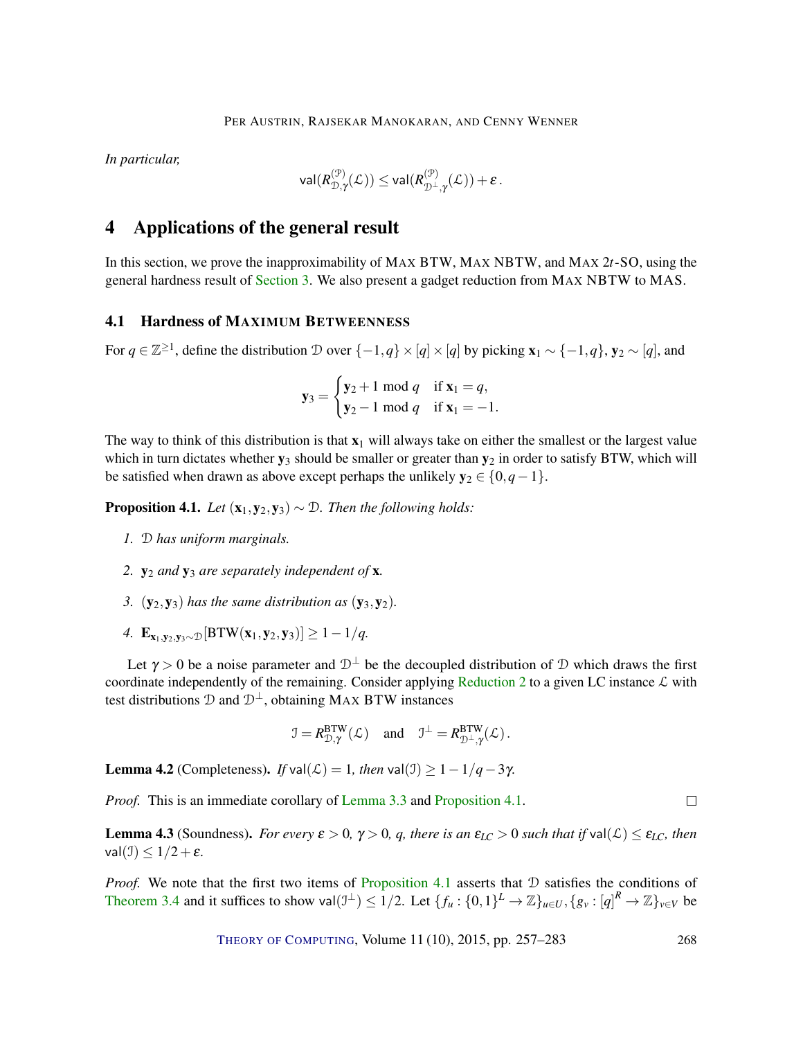*In particular,*

$$\mathsf{val}(R^{(\mathcal{P})}_{\mathcal{D},\gamma}(\mathcal{L})) \le \mathsf{val}(R^{(\mathcal{P})}_{\mathcal{D}^\perp,\gamma}(\mathcal{L})) + \varepsilon\,.$$

# 4 Applications of the general result

In this section, we prove the inapproximability of MAX BTW, MAX NBTW, and MAX $2t$-SO, using the general hardness result of Section 3. We also present a gadget reduction from MAX NBTW to MAS.

## 4.1 Hardness of MAXIMUM BETWEENNESS

For $q \in \mathbb{Z}^{\ge 1}$, define the distribution $\mathcal{D}$ over $\{-1,q\} \times [q] \times [q]$ by picking $\mathbf{x}_1 \sim \{-1,q\}$, $\mathbf{y}_2 \sim [q]$, and

$$\mathbf{y}_3 = \begin{cases} \mathbf{y}_2 + 1 \bmod q & \text{if } \mathbf{x}_1 = q, \\ \mathbf{y}_2 - 1 \bmod q & \text{if } \mathbf{x}_1 = -1. \end{cases}$$

The way to think of this distribution is that $\mathbf{x}_1$ will always take on either the smallest or the largest value which in turn dictates whether $\mathbf{y}_3$ should be smaller or greater than $\mathbf{y}_2$ in order to satisfy BTW, which will be satisfied when drawn as above except perhaps the unlikely $\mathbf{y}_2 \in \{0, q-1\}$.

**Proposition 4.1.** *Let $(\mathbf{x}_1, \mathbf{y}_2, \mathbf{y}_3) \sim \mathcal{D}$. Then the following holds:*

1. *$\mathcal{D}$ has uniform marginals.*
2. *$\mathbf{y}_2$ and $\mathbf{y}_3$ are separately independent of $\mathbf{x}$.*
3. *$(\mathbf{y}_2, \mathbf{y}_3)$ has the same distribution as $(\mathbf{y}_3, \mathbf{y}_2)$.*
4. *$\mathbf{E}_{\mathbf{x}_1,\mathbf{y}_2,\mathbf{y}_3 \sim \mathcal{D}}[\mathrm{BTW}(\mathbf{x}_1, \mathbf{y}_2, \mathbf{y}_3)] \ge 1 - 1/q$.*

Let $\gamma > 0$ be a noise parameter and $\mathcal{D}^\perp$ be the decoupled distribution of $\mathcal{D}$ which draws the first coordinate independently of the remaining. Consider applying Reduction 2 to a given LC instance $\mathcal{L}$ with test distributions $\mathcal{D}$ and $\mathcal{D}^\perp$, obtaining MAX BTW instances

$$\mathcal{I} = R^{\mathrm{BTW}}_{\mathcal{D},\gamma}(\mathcal{L}) \quad \text{and} \quad \mathcal{I}^\perp = R^{\mathrm{BTW}}_{\mathcal{D}^\perp,\gamma}(\mathcal{L})\,.$$

**Lemma 4.2** (Completeness). *If $\mathsf{val}(\mathcal{L}) = 1$, then $\mathsf{val}(\mathcal{I}) \ge 1 - 1/q - 3\gamma$.*

*Proof.* This is an immediate corollary of Lemma 3.3 and Proposition 4.1. $\square$

**Lemma 4.3** (Soundness). *For every $\varepsilon > 0$, $\gamma > 0$, $q$, there is an $\varepsilon_{LC} > 0$ such that if $\mathsf{val}(\mathcal{L}) \le \varepsilon_{LC}$, then $\mathsf{val}(\mathcal{I}) \le 1/2 + \varepsilon$.*

*Proof.* We note that the first two items of Proposition 4.1 asserts that $\mathcal{D}$ satisfies the conditions of Theorem 3.4 and it suffices to show $\mathsf{val}(\mathcal{I}^\perp) \le 1/2$. Let $\{f_u : \{0,1\}^L \to \mathbb{Z}\}_{u \in U}, \{g_v : [q]^R \to \mathbb{Z}\}_{v \in V}$ be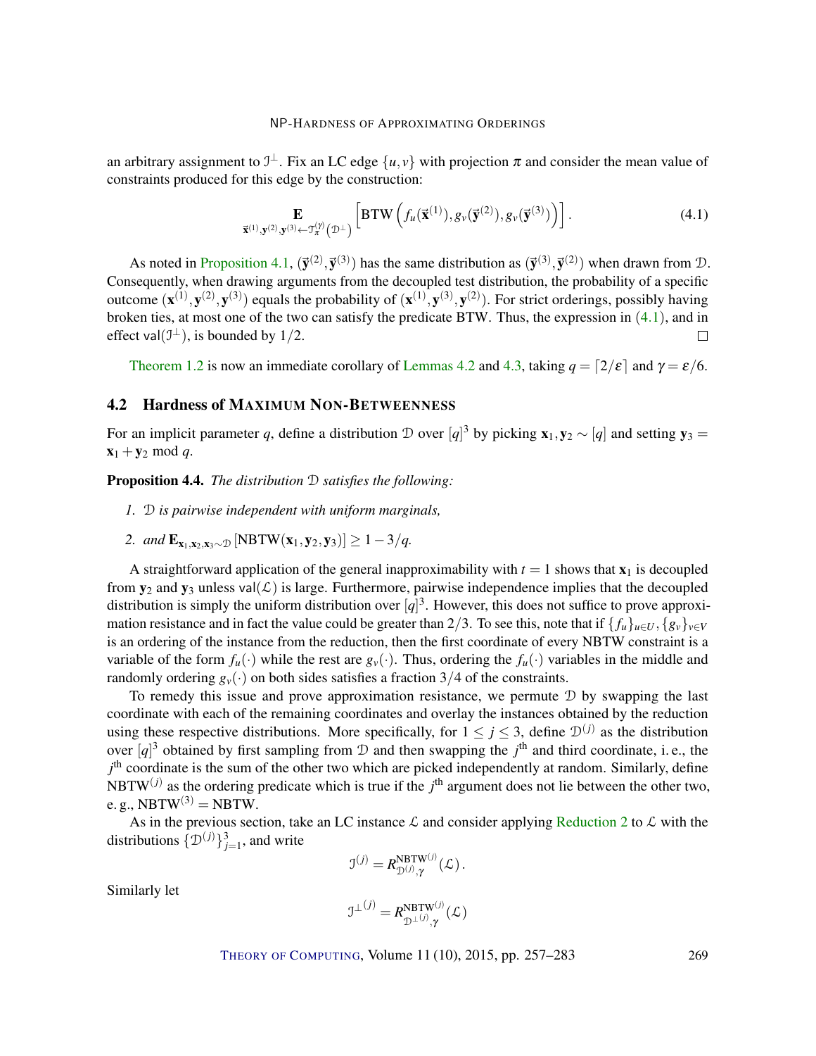an arbitrary assignment to $\mathcal{I}^{\perp}$. Fix an LC edge $\{u,v\}$ with projection $\pi$ and consider the mean value of constraints produced for this edge by the construction:

$$\mathop{\mathbf{E}}_{\vec{\mathbf{x}}^{(1)},\mathbf{y}^{(2)},\mathbf{y}^{(3)} \leftarrow \mathcal{T}_{\pi}^{(\gamma)}(\mathcal{D}^{\perp})} \left[ \mathrm{BTW}\left( f_u(\vec{\mathbf{x}}^{(1)}), g_v(\vec{\mathbf{y}}^{(2)}), g_v(\vec{\mathbf{y}}^{(3)}) \right) \right]. \tag{4.1}$$

As noted in Proposition 4.1, $(\vec{\mathbf{y}}^{(2)},\vec{\mathbf{y}}^{(3)})$ has the same distribution as $(\vec{\mathbf{y}}^{(3)},\vec{\mathbf{y}}^{(2)})$ when drawn from $\mathcal{D}$. Consequently, when drawing arguments from the decoupled test distribution, the probability of a specific outcome $(\mathbf{x}^{(1)},\mathbf{y}^{(2)},\mathbf{y}^{(3)})$ equals the probability of $(\mathbf{x}^{(1)},\mathbf{y}^{(3)},\mathbf{y}^{(2)})$. For strict orderings, possibly having broken ties, at most one of the two can satisfy the predicate BTW. Thus, the expression in (4.1), and in effect $\mathsf{val}(\mathcal{I}^{\perp})$, is bounded by $1/2$. $\square$

Theorem 1.2 is now an immediate corollary of Lemmas 4.2 and 4.3, taking $q = \lceil 2/\varepsilon \rceil$ and $\gamma = \varepsilon/6$.

## 4.2 Hardness of Maximum Non-Betweenness

For an implicit parameter $q$, define a distribution $\mathcal{D}$ over $[q]^3$ by picking $\mathbf{x}_1, \mathbf{y}_2 \sim [q]$ and setting $\mathbf{y}_3 = \mathbf{x}_1 + \mathbf{y}_2 \bmod q$.

**Proposition 4.4.** *The distribution $\mathcal{D}$ satisfies the following:*

1. *$\mathcal{D}$ is pairwise independent with uniform marginals,*
2. *and $\mathbf{E}_{\mathbf{x}_1,\mathbf{x}_2,\mathbf{x}_3 \sim \mathcal{D}}\left[\mathrm{NBTW}(\mathbf{x}_1,\mathbf{y}_2,\mathbf{y}_3)\right] \geq 1 - 3/q$.*

A straightforward application of the general inapproximability with $t = 1$ shows that $\mathbf{x}_1$ is decoupled from $\mathbf{y}_2$ and $\mathbf{y}_3$ unless $\mathsf{val}(\mathcal{L})$ is large. Furthermore, pairwise independence implies that the decoupled distribution is simply the uniform distribution over $[q]^3$. However, this does not suffice to prove approximation resistance and in fact the value could be greater than $2/3$. To see this, note that if $\{f_u\}_{u \in U}, \{g_v\}_{v \in V}$ is an ordering of the instance from the reduction, then the first coordinate of every NBTW constraint is a variable of the form $f_u(\cdot)$ while the rest are $g_v(\cdot)$. Thus, ordering the $f_u(\cdot)$ variables in the middle and randomly ordering $g_v(\cdot)$ on both sides satisfies a fraction $3/4$ of the constraints.

To remedy this issue and prove approximation resistance, we permute $\mathcal{D}$ by swapping the last coordinate with each of the remaining coordinates and overlay the instances obtained by the reduction using these respective distributions. More specifically, for $1 \leq j \leq 3$, define $\mathcal{D}^{(j)}$ as the distribution over $[q]^3$ obtained by first sampling from $\mathcal{D}$ and then swapping the $j^{\text{th}}$ and third coordinate, i. e., the $j^{\text{th}}$ coordinate is the sum of the other two which are picked independently at random. Similarly, define $\mathrm{NBTW}^{(j)}$ as the ordering predicate which is true if the $j^{\text{th}}$ argument does not lie between the other two, e. g., $\mathrm{NBTW}^{(3)} = \mathrm{NBTW}$.

As in the previous section, take an LC instance $\mathcal{L}$ and consider applying Reduction 2 to $\mathcal{L}$ with the distributions $\{\mathcal{D}^{(j)}\}_{j=1}^{3}$, and write

$$\mathcal{I}^{(j)} = R^{\mathrm{NBTW}^{(j)}}_{\mathcal{D}^{(j)},\gamma}(\mathcal{L}).$$

Similarly let

$$\mathcal{I}^{\perp(j)} = R^{\mathrm{NBTW}^{(j)}}_{\mathcal{D}^{\perp(j)},\gamma}(\mathcal{L})$$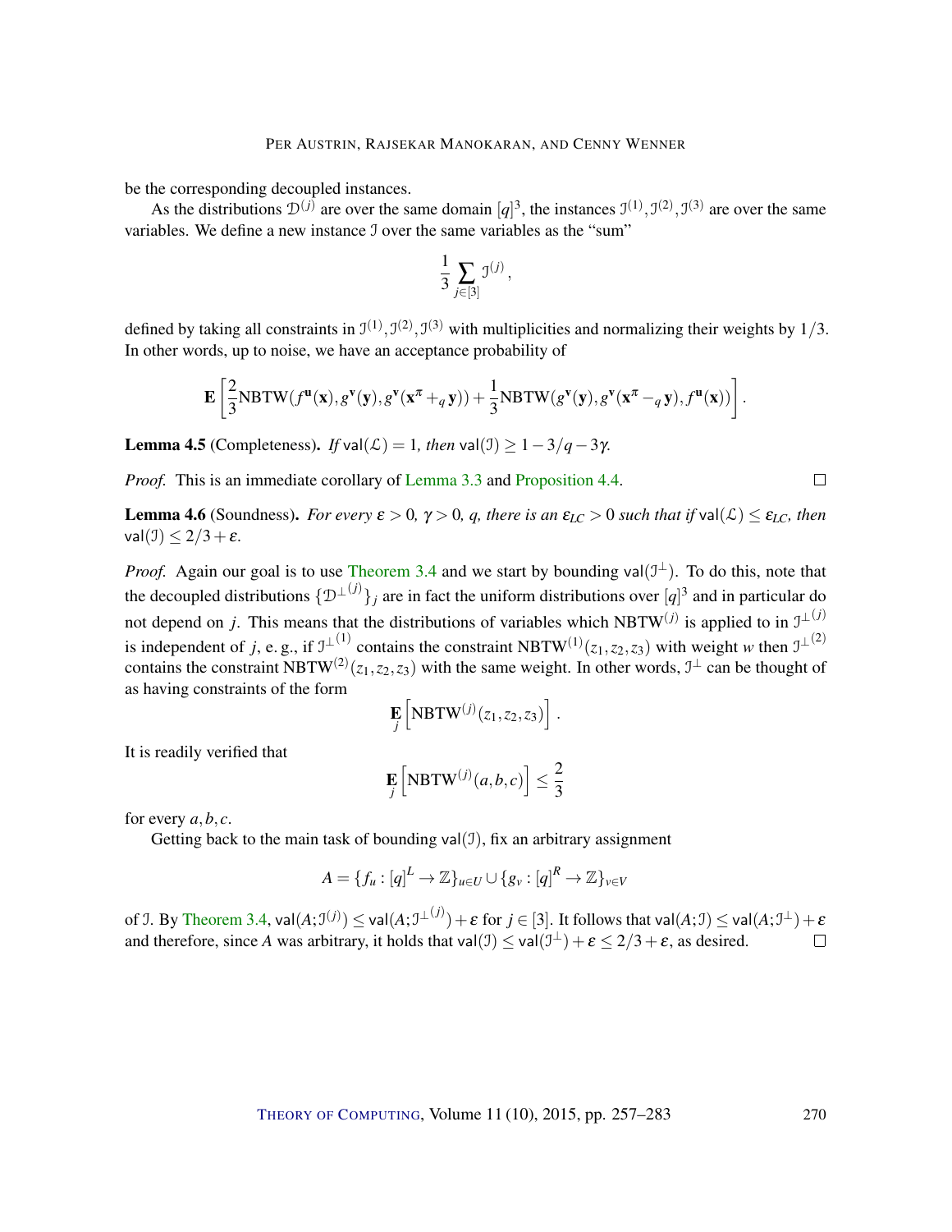be the corresponding decoupled instances.

As the distributions $\mathcal{D}^{(j)}$ are over the same domain $[q]^3$, the instances $\mathcal{I}^{(1)}, \mathcal{I}^{(2)}, \mathcal{I}^{(3)}$ are over the same variables. We define a new instance $\mathcal{I}$ over the same variables as the "sum"

$$\frac{1}{3}\sum_{j\in[3]} \mathcal{I}^{(j)},$$

defined by taking all constraints in $\mathcal{I}^{(1)}, \mathcal{I}^{(2)}, \mathcal{I}^{(3)}$ with multiplicities and normalizing their weights by $1/3$. In other words, up to noise, we have an acceptance probability of

$$\mathbf{E}\left[\frac{2}{3}\mathrm{NBTW}(f^{\mathbf{u}}(\mathbf{x}), g^{\mathbf{v}}(\mathbf{y}), g^{\mathbf{v}}(\mathbf{x}^{\pi} +_q \mathbf{y})) + \frac{1}{3}\mathrm{NBTW}(g^{\mathbf{v}}(\mathbf{y}), g^{\mathbf{v}}(\mathbf{x}^{\pi} -_q \mathbf{y}), f^{\mathbf{u}}(\mathbf{x}))\right].$$

**Lemma 4.5** (Completeness). *If* $\mathsf{val}(\mathcal{L}) = 1$, *then* $\mathsf{val}(\mathcal{I}) \geq 1 - 3/q - 3\gamma$.

*Proof.* This is an immediate corollary of Lemma 3.3 and Proposition 4.4. □

**Lemma 4.6** (Soundness). *For every* $\varepsilon > 0$, $\gamma > 0$, $q$, *there is an* $\varepsilon_{LC} > 0$ *such that if* $\mathsf{val}(\mathcal{L}) \leq \varepsilon_{LC}$, *then* $\mathsf{val}(\mathcal{I}) \leq 2/3 + \varepsilon$.

*Proof.* Again our goal is to use Theorem 3.4 and we start by bounding $\mathsf{val}(\mathcal{I}^{\perp})$. To do this, note that the decoupled distributions $\{\mathcal{D}^{\perp(j)}\}_j$ are in fact the uniform distributions over $[q]^3$ and in particular do not depend on $j$. This means that the distributions of variables which $\mathrm{NBTW}^{(j)}$ is applied to in $\mathcal{I}^{\perp(j)}$ is independent of $j$, e. g., if $\mathcal{I}^{\perp(1)}$ contains the constraint $\mathrm{NBTW}^{(1)}(z_1, z_2, z_3)$ with weight $w$ then $\mathcal{I}^{\perp(2)}$ contains the constraint $\mathrm{NBTW}^{(2)}(z_1, z_2, z_3)$ with the same weight. In other words, $\mathcal{I}^{\perp}$ can be thought of as having constraints of the form

$$\mathop{\mathbf{E}}_{j}\left[\mathrm{NBTW}^{(j)}(z_1, z_2, z_3)\right].$$

It is readily verified that

$$\mathop{\mathbf{E}}_{j}\left[\mathrm{NBTW}^{(j)}(a, b, c)\right] \leq \frac{2}{3}$$

for every $a, b, c$.

Getting back to the main task of bounding $\mathsf{val}(\mathcal{I})$, fix an arbitrary assignment

$$A = \{f_u : [q]^L \to \mathbb{Z}\}_{u\in U} \cup \{g_v : [q]^R \to \mathbb{Z}\}_{v\in V}$$

of $\mathcal{I}$. By Theorem 3.4, $\mathsf{val}(A; \mathcal{I}^{(j)}) \leq \mathsf{val}(A; \mathcal{I}^{\perp(j)}) + \varepsilon$ for $j \in [3]$. It follows that $\mathsf{val}(A; \mathcal{I}) \leq \mathsf{val}(A; \mathcal{I}^{\perp}) + \varepsilon$ and therefore, since $A$ was arbitrary, it holds that $\mathsf{val}(\mathcal{I}) \leq \mathsf{val}(\mathcal{I}^{\perp}) + \varepsilon \leq 2/3 + \varepsilon$, as desired. □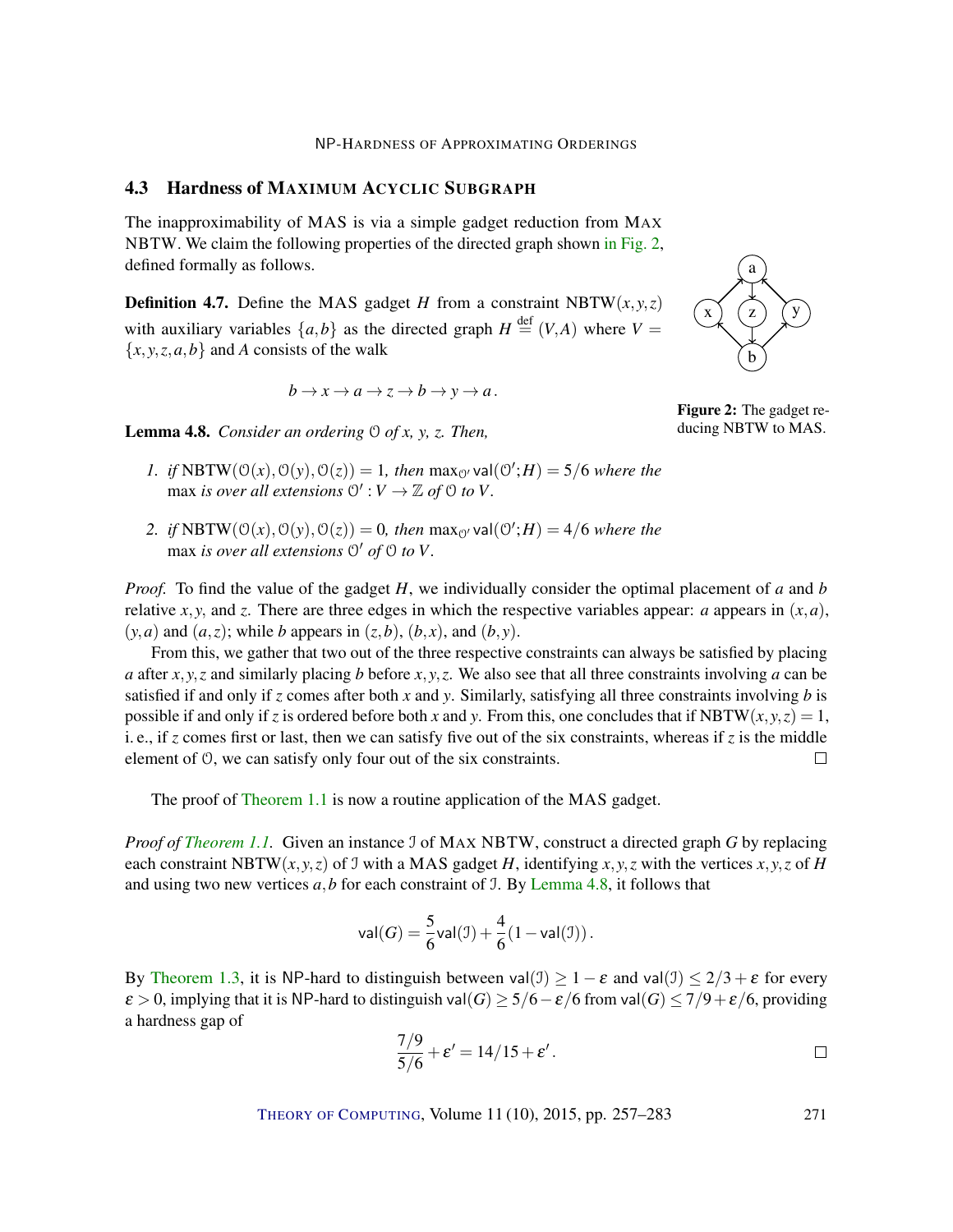### 4.3 Hardness of Maximum Acyclic Subgraph

The inapproximability of MAS is via a simple gadget reduction from MAX NBTW. We claim the following properties of the directed graph shown in Fig. 2, defined formally as follows.

**Definition 4.7.** Define the MAS gadget $H$ from a constraint $\mathrm{NBTW}(x,y,z)$ with auxiliary variables $\{a,b\}$ as the directed graph $H \stackrel{\text{def}}{=} (V,A)$ where $V = \{x,y,z,a,b\}$ and $A$ consists of the walk

$$b \to x \to a \to z \to b \to y \to a\,.$$

**Figure 2:** The gadget reducing NBTW to MAS.

**Lemma 4.8.** *Consider an ordering $\mathcal{O}$ of $x$, $y$, $z$. Then,*

1. *if* $\mathrm{NBTW}(\mathcal{O}(x),\mathcal{O}(y),\mathcal{O}(z)) = 1$, *then* $\max_{\mathcal{O}'} \mathsf{val}(\mathcal{O}';H) = 5/6$ *where the* max *is over all extensions* $\mathcal{O}' : V \to \mathbb{Z}$ *of* $\mathcal{O}$ *to* $V$.
2. *if* $\mathrm{NBTW}(\mathcal{O}(x),\mathcal{O}(y),\mathcal{O}(z)) = 0$, *then* $\max_{\mathcal{O}'} \mathsf{val}(\mathcal{O}';H) = 4/6$ *where the* max *is over all extensions* $\mathcal{O}'$ *of* $\mathcal{O}$ *to* $V$.

*Proof.* To find the value of the gadget $H$, we individually consider the optimal placement of $a$ and $b$ relative $x,y$, and $z$. There are three edges in which the respective variables appear: $a$ appears in $(x,a)$, $(y,a)$ and $(a,z)$; while $b$ appears in $(z,b)$, $(b,x)$, and $(b,y)$.

From this, we gather that two out of the three respective constraints can always be satisfied by placing $a$ after $x,y,z$ and similarly placing $b$ before $x,y,z$. We also see that all three constraints involving $a$ can be satisfied if and only if $z$ comes after both $x$ and $y$. Similarly, satisfying all three constraints involving $b$ is possible if and only if $z$ is ordered before both $x$ and $y$. From this, one concludes that if $\mathrm{NBTW}(x,y,z) = 1$, i. e., if $z$ comes first or last, then we can satisfy five out of the six constraints, whereas if $z$ is the middle element of $\mathcal{O}$, we can satisfy only four out of the six constraints. □

The proof of Theorem 1.1 is now a routine application of the MAS gadget.

*Proof of Theorem 1.1.* Given an instance $\mathcal{I}$ of MAX NBTW, construct a directed graph $G$ by replacing each constraint $\mathrm{NBTW}(x,y,z)$ of $\mathcal{I}$ with a MAS gadget $H$, identifying $x,y,z$ with the vertices $x,y,z$ of $H$ and using two new vertices $a,b$ for each constraint of $\mathcal{I}$. By Lemma 4.8, it follows that

$$\mathsf{val}(G) = \frac{5}{6}\mathsf{val}(\mathcal{I}) + \frac{4}{6}(1 - \mathsf{val}(\mathcal{I}))\,.$$

By Theorem 1.3, it is NP-hard to distinguish between $\mathsf{val}(\mathcal{I}) \geq 1-\varepsilon$ and $\mathsf{val}(\mathcal{I}) \leq 2/3+\varepsilon$ for every $\varepsilon > 0$, implying that it is NP-hard to distinguish $\mathsf{val}(G) \geq 5/6 - \varepsilon/6$ from $\mathsf{val}(G) \leq 7/9 + \varepsilon/6$, providing a hardness gap of

$$\frac{7/9}{5/6} + \varepsilon' = 14/15 + \varepsilon'\,.$$ □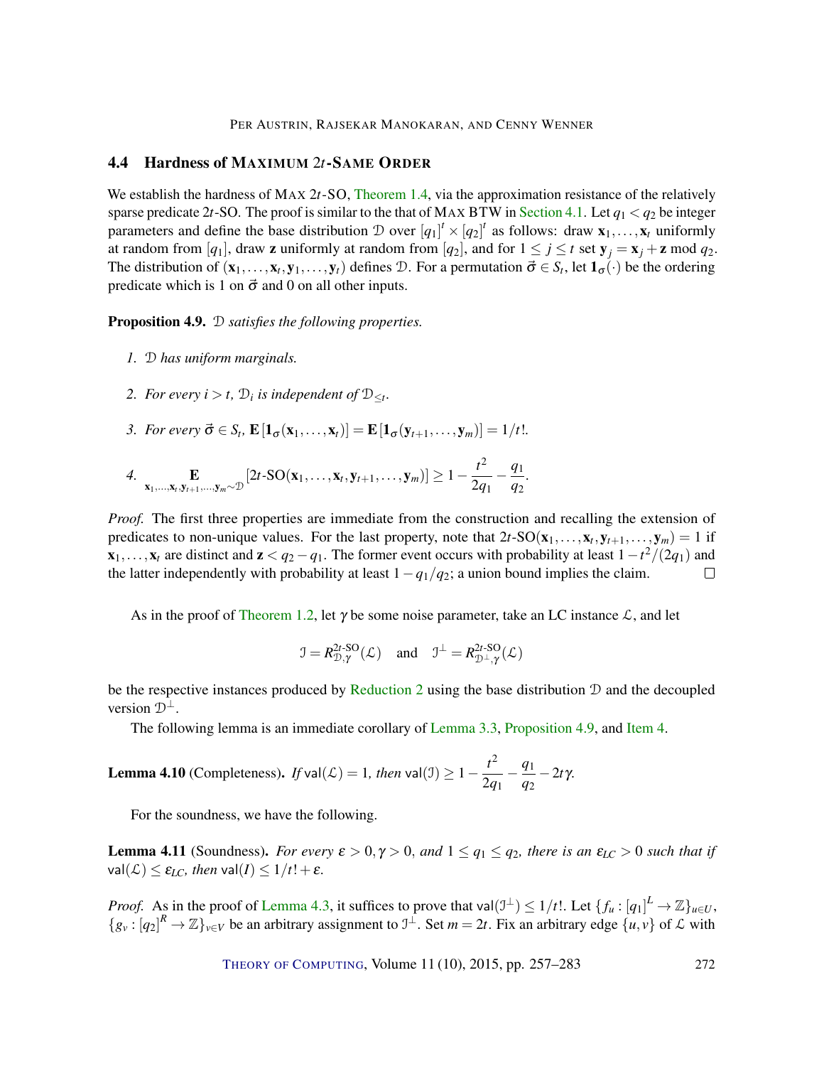### 4.4 Hardness of MAXIMUM $2t$-SAME ORDER

We establish the hardness of MAX $2t$-SO, Theorem 1.4, via the approximation resistance of the relatively sparse predicate $2t$-SO. The proof is similar to the that of MAX BTW in Section 4.1. Let $q_1 < q_2$ be integer parameters and define the base distribution $\mathcal{D}$ over $[q_1]^t \times [q_2]^t$ as follows: draw $\mathbf{x}_1, \ldots, \mathbf{x}_t$ uniformly at random from $[q_1]$, draw $\mathbf{z}$ uniformly at random from $[q_2]$, and for $1 \le j \le t$ set $\mathbf{y}_j = \mathbf{x}_j + \mathbf{z} \bmod q_2$. The distribution of $(\mathbf{x}_1, \ldots, \mathbf{x}_t, \mathbf{y}_1, \ldots, \mathbf{y}_t)$ defines $\mathcal{D}$. For a permutation $\vec{\sigma} \in S_t$, let $\mathbf{1}_\sigma(\cdot)$ be the ordering predicate which is 1 on $\vec{\sigma}$ and 0 on all other inputs.

**Proposition 4.9.** *$\mathcal{D}$ satisfies the following properties.*

1. *$\mathcal{D}$ has uniform marginals.*
2. *For every $i > t$, $\mathcal{D}_i$ is independent of $\mathcal{D}_{\le t}$.*
3. *For every $\vec{\sigma} \in S_t$, $\mathbf{E}[\mathbf{1}_\sigma(\mathbf{x}_1, \ldots, \mathbf{x}_t)] = \mathbf{E}[\mathbf{1}_\sigma(\mathbf{y}_{t+1}, \ldots, \mathbf{y}_m)] = 1/t!$.*
4. $\displaystyle \mathop{\mathbf{E}}_{\mathbf{x}_1,\ldots,\mathbf{x}_t,\mathbf{y}_{t+1},\ldots,\mathbf{y}_m \sim \mathcal{D}} [2t\text{-SO}(\mathbf{x}_1, \ldots, \mathbf{x}_t, \mathbf{y}_{t+1}, \ldots, \mathbf{y}_m)] \ge 1 - \frac{t^2}{2q_1} - \frac{q_1}{q_2}.$

*Proof.* The first three properties are immediate from the construction and recalling the extension of predicates to non-unique values. For the last property, note that $2t\text{-SO}(\mathbf{x}_1, \ldots, \mathbf{x}_t, \mathbf{y}_{t+1}, \ldots, \mathbf{y}_m) = 1$ if $\mathbf{x}_1, \ldots, \mathbf{x}_t$ are distinct and $\mathbf{z} < q_2 - q_1$. The former event occurs with probability at least $1 - t^2/(2q_1)$ and the latter independently with probability at least $1 - q_1/q_2$; a union bound implies the claim. $\square$

As in the proof of Theorem 1.2, let $\gamma$ be some noise parameter, take an LC instance $\mathcal{L}$, and let

$$\mathcal{I} = R^{2t\text{-SO}}_{\mathcal{D},\gamma}(\mathcal{L}) \quad \text{and} \quad \mathcal{I}^\perp = R^{2t\text{-SO}}_{\mathcal{D}^\perp,\gamma}(\mathcal{L})$$

be the respective instances produced by Reduction 2 using the base distribution $\mathcal{D}$ and the decoupled version $\mathcal{D}^\perp$.

The following lemma is an immediate corollary of Lemma 3.3, Proposition 4.9, and Item 4.

**Lemma 4.10** (Completeness). *If $\mathsf{val}(\mathcal{L}) = 1$, then $\mathsf{val}(\mathcal{I}) \ge 1 - \dfrac{t^2}{2q_1} - \dfrac{q_1}{q_2} - 2t\gamma$.*

For the soundness, we have the following.

**Lemma 4.11** (Soundness). *For every $\varepsilon > 0, \gamma > 0$, and $1 \le q_1 \le q_2$, there is an $\varepsilon_{LC} > 0$ such that if $\mathsf{val}(\mathcal{L}) \le \varepsilon_{LC}$, then $\mathsf{val}(I) \le 1/t! + \varepsilon$.*

*Proof.* As in the proof of Lemma 4.3, it suffices to prove that $\mathsf{val}(\mathcal{I}^\perp) \le 1/t!$. Let $\{f_u : [q_1]^L \to \mathbb{Z}\}_{u \in U}$, $\{g_v : [q_2]^R \to \mathbb{Z}\}_{v \in V}$ be an arbitrary assignment to $\mathcal{I}^\perp$. Set $m = 2t$. Fix an arbitrary edge $\{u, v\}$ of $\mathcal{L}$ with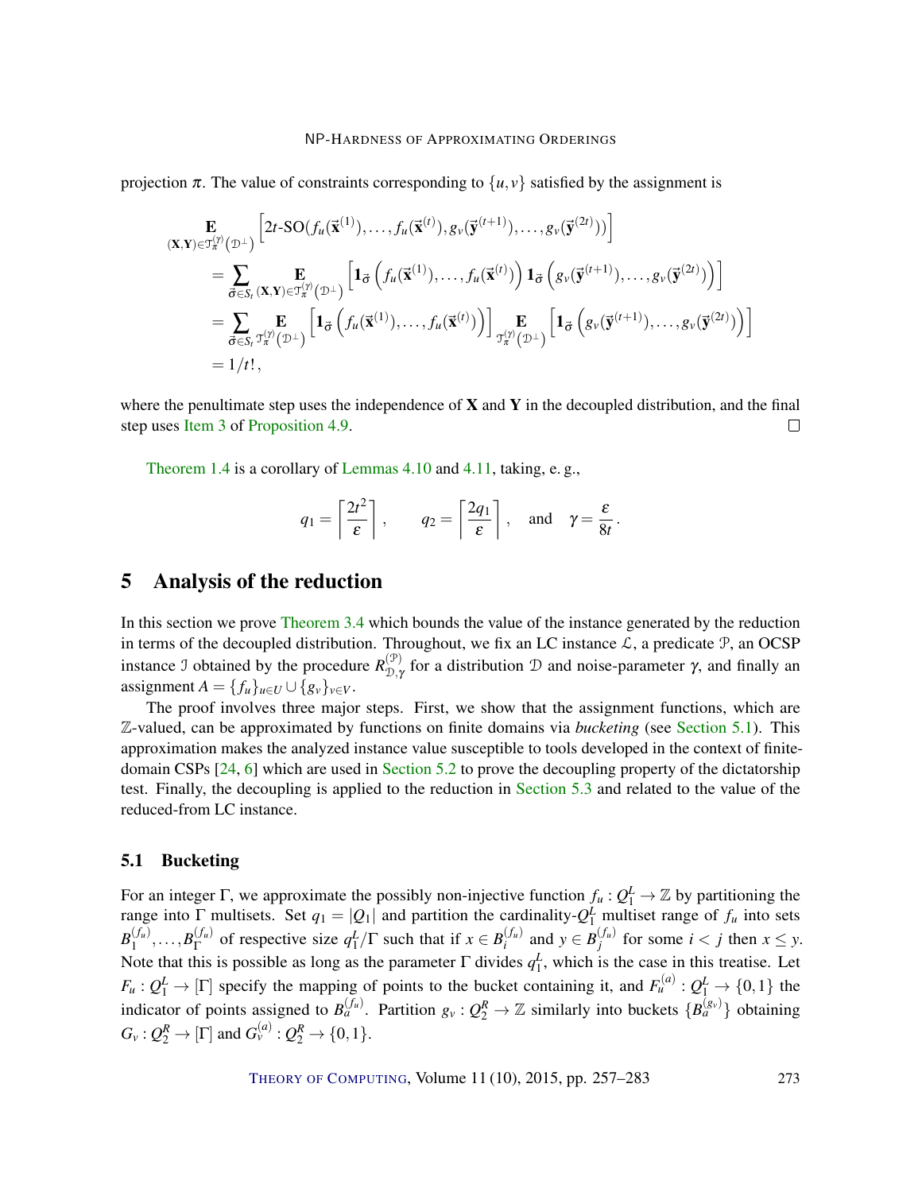projection $\pi$. The value of constraints corresponding to $\{u,v\}$ satisfied by the assignment is

$$
\begin{aligned}
&\mathop{\mathbf{E}}_{(\mathbf{X},\mathbf{Y})\in\mathcal{T}_\pi^{(\gamma)}(\mathcal{D}^\perp)}\left[2t\text{-SO}(f_u(\vec{\mathbf{x}}^{(1)}),\ldots,f_u(\vec{\mathbf{x}}^{(t)}),g_v(\vec{\mathbf{y}}^{(t+1)}),\ldots,g_v(\vec{\mathbf{y}}^{(2t)}))\right] \\
&\quad= \sum_{\vec{\sigma}\in S_t}\mathop{\mathbf{E}}_{(\mathbf{X},\mathbf{Y})\in\mathcal{T}_\pi^{(\gamma)}(\mathcal{D}^\perp)}\left[\mathbf{1}_{\vec{\sigma}}\left(f_u(\vec{\mathbf{x}}^{(1)}),\ldots,f_u(\vec{\mathbf{x}}^{(t)})\right)\mathbf{1}_{\vec{\sigma}}\left(g_v(\vec{\mathbf{y}}^{(t+1)}),\ldots,g_v(\vec{\mathbf{y}}^{(2t)})\right)\right] \\
&\quad= \sum_{\vec{\sigma}\in S_t}\mathop{\mathbf{E}}_{\mathcal{T}_\pi^{(\gamma)}(\mathcal{D}^\perp)}\left[\mathbf{1}_{\vec{\sigma}}\left(f_u(\vec{\mathbf{x}}^{(1)}),\ldots,f_u(\vec{\mathbf{x}}^{(t)})\right)\right]\mathop{\mathbf{E}}_{\mathcal{T}_\pi^{(\gamma)}(\mathcal{D}^\perp)}\left[\mathbf{1}_{\vec{\sigma}}\left(g_v(\vec{\mathbf{y}}^{(t+1)}),\ldots,g_v(\vec{\mathbf{y}}^{(2t)})\right)\right] \\
&\quad= 1/t!\,,
\end{aligned}
$$

where the penultimate step uses the independence of $\mathbf{X}$ and $\mathbf{Y}$ in the decoupled distribution, and the final step uses Item 3 of Proposition 4.9. □

Theorem 1.4 is a corollary of Lemmas 4.10 and 4.11, taking, e. g.,

$$
q_1 = \left\lceil \frac{2t^2}{\varepsilon} \right\rceil, \qquad q_2 = \left\lceil \frac{2q_1}{\varepsilon} \right\rceil, \quad \text{and} \quad \gamma = \frac{\varepsilon}{8t}.
$$

## 5 Analysis of the reduction

In this section we prove Theorem 3.4 which bounds the value of the instance generated by the reduction in terms of the decoupled distribution. Throughout, we fix an LC instance $\mathcal{L}$, a predicate $\mathcal{P}$, an OCSP instance $\mathcal{I}$ obtained by the procedure $R^{(\mathcal{P})}_{\mathcal{D},\gamma}$ for a distribution $\mathcal{D}$ and noise-parameter $\gamma$, and finally an assignment $A = \{f_u\}_{u\in U} \cup \{g_v\}_{v\in V}$.

The proof involves three major steps. First, we show that the assignment functions, which are $\mathbb{Z}$-valued, can be approximated by functions on finite domains via *bucketing* (see Section 5.1). This approximation makes the analyzed instance value susceptible to tools developed in the context of finite-domain CSPs [24, 6] which are used in Section 5.2 to prove the decoupling property of the dictatorship test. Finally, the decoupling is applied to the reduction in Section 5.3 and related to the value of the reduced-from LC instance.

### 5.1 Bucketing

For an integer $\Gamma$, we approximate the possibly non-injective function $f_u : Q_1^L \to \mathbb{Z}$ by partitioning the range into $\Gamma$ multisets. Set $q_1 = |Q_1|$ and partition the cardinality-$Q_1^L$ multiset range of $f_u$ into sets $B_1^{(f_u)},\ldots,B_\Gamma^{(f_u)}$ of respective size $q_1^L/\Gamma$ such that if $x \in B_i^{(f_u)}$ and $y \in B_j^{(f_u)}$ for some $i < j$ then $x \le y$. Note that this is possible as long as the parameter $\Gamma$ divides $q_1^L$, which is the case in this treatise. Let $F_u : Q_1^L \to [\Gamma]$ specify the mapping of points to the bucket containing it, and $F_u^{(a)} : Q_1^L \to \{0,1\}$ the indicator of points assigned to $B_a^{(f_u)}$. Partition $g_v : Q_2^R \to \mathbb{Z}$ similarly into buckets $\{B_a^{(g_v)}\}$ obtaining $G_v : Q_2^R \to [\Gamma]$ and $G_v^{(a)} : Q_2^R \to \{0,1\}$.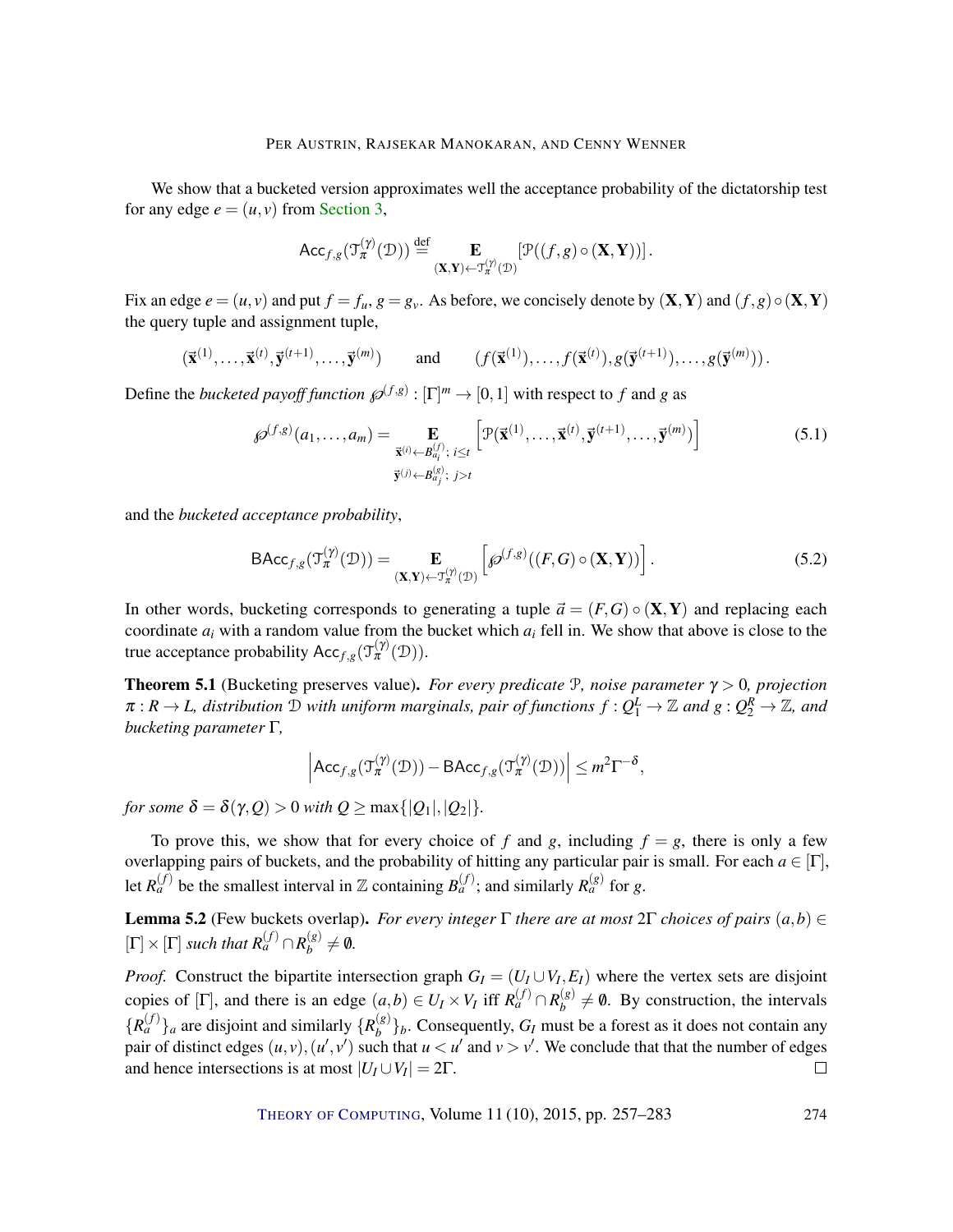We show that a bucketed version approximates well the acceptance probability of the dictatorship test for any edge $e = (u, v)$ from Section 3,

$$\mathsf{Acc}_{f,g}(\mathcal{T}_\pi^{(\gamma)}(\mathcal{D})) \stackrel{\text{def}}{=} \mathop{\mathbf{E}}_{(\mathbf{X},\mathbf{Y}) \leftarrow \mathcal{T}_\pi^{(\gamma)}(\mathcal{D})} [\mathcal{P}((f,g) \circ (\mathbf{X},\mathbf{Y}))] .$$

Fix an edge $e = (u, v)$ and put $f = f_u$, $g = g_v$. As before, we concisely denote by $(\mathbf{X},\mathbf{Y})$ and $(f,g) \circ (\mathbf{X},\mathbf{Y})$ the query tuple and assignment tuple,

$$(\vec{\mathbf{x}}^{(1)}, \ldots, \vec{\mathbf{x}}^{(t)}, \vec{\mathbf{y}}^{(t+1)}, \ldots, \vec{\mathbf{y}}^{(m)}) \qquad \text{and} \qquad (f(\vec{\mathbf{x}}^{(1)}), \ldots, f(\vec{\mathbf{x}}^{(t)}), g(\vec{\mathbf{y}}^{(t+1)}), \ldots, g(\vec{\mathbf{y}}^{(m)})) .$$

Define the *bucketed payoff function* $\wp^{(f,g)} : [\Gamma]^m \to [0,1]$ with respect to $f$ and $g$ as

$$\wp^{(f,g)}(a_1, \ldots, a_m) = \mathop{\mathbf{E}}_{\substack{\vec{\mathbf{x}}^{(i)} \leftarrow B_{a_i}^{(f)};\ i \le t \\ \vec{\mathbf{y}}^{(j)} \leftarrow B_{a_j}^{(g)};\ j > t}} \left[ \mathcal{P}(\vec{\mathbf{x}}^{(1)}, \ldots, \vec{\mathbf{x}}^{(t)}, \vec{\mathbf{y}}^{(t+1)}, \ldots, \vec{\mathbf{y}}^{(m)}) \right] \tag{5.1}$$

and the *bucketed acceptance probability*,

$$\mathsf{BAcc}_{f,g}(\mathcal{T}_\pi^{(\gamma)}(\mathcal{D})) = \mathop{\mathbf{E}}_{(\mathbf{X},\mathbf{Y}) \leftarrow \mathcal{T}_\pi^{(\gamma)}(\mathcal{D})} \left[ \wp^{(f,g)}((F,G) \circ (\mathbf{X},\mathbf{Y})) \right] . \tag{5.2}$$

In other words, bucketing corresponds to generating a tuple $\vec{a} = (F,G) \circ (\mathbf{X},\mathbf{Y})$ and replacing each coordinate $a_i$ with a random value from the bucket which $a_i$ fell in. We show that above is close to the true acceptance probability $\mathsf{Acc}_{f,g}(\mathcal{T}_\pi^{(\gamma)}(\mathcal{D}))$.

**Theorem 5.1** (Bucketing preserves value). *For every predicate $\mathcal{P}$, noise parameter $\gamma > 0$, projection $\pi : R \to L$, distribution $\mathcal{D}$ with uniform marginals, pair of functions $f : Q_1^L \to \mathbb{Z}$ and $g : Q_2^R \to \mathbb{Z}$, and bucketing parameter $\Gamma$,*

$$\left| \mathsf{Acc}_{f,g}(\mathcal{T}_\pi^{(\gamma)}(\mathcal{D})) - \mathsf{BAcc}_{f,g}(\mathcal{T}_\pi^{(\gamma)}(\mathcal{D})) \right| \le m^2 \Gamma^{-\delta},$$

*for some $\delta = \delta(\gamma, Q) > 0$ with $Q \ge \max\{|Q_1|, |Q_2|\}$.*

To prove this, we show that for every choice of $f$ and $g$, including $f = g$, there is only a few overlapping pairs of buckets, and the probability of hitting any particular pair is small. For each $a \in [\Gamma]$, let $R_a^{(f)}$ be the smallest interval in $\mathbb{Z}$ containing $B_a^{(f)}$; and similarly $R_a^{(g)}$ for $g$.

**Lemma 5.2** (Few buckets overlap). *For every integer $\Gamma$ there are at most $2\Gamma$ choices of pairs $(a,b) \in [\Gamma] \times [\Gamma]$ such that $R_a^{(f)} \cap R_b^{(g)} \neq \emptyset$.*

*Proof.* Construct the bipartite intersection graph $G_I = (U_I \cup V_I, E_I)$ where the vertex sets are disjoint copies of $[\Gamma]$, and there is an edge $(a,b) \in U_I \times V_I$ iff $R_a^{(f)} \cap R_b^{(g)} \neq \emptyset$. By construction, the intervals $\{R_a^{(f)}\}_a$ are disjoint and similarly $\{R_b^{(g)}\}_b$. Consequently, $G_I$ must be a forest as it does not contain any pair of distinct edges $(u,v), (u',v')$ such that $u < u'$ and $v > v'$. We conclude that that the number of edges and hence intersections is at most $|U_I \cup V_I| = 2\Gamma$. $\square$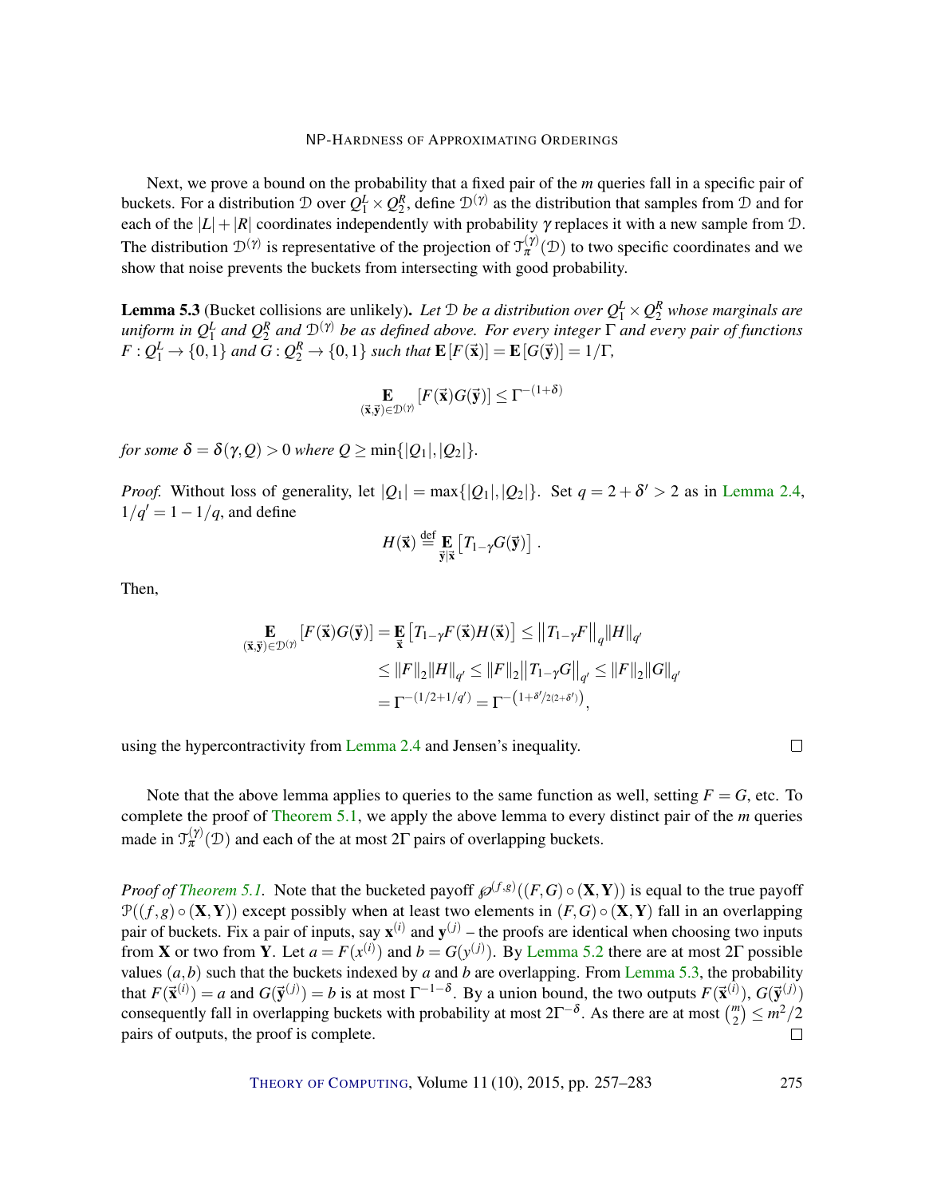Next, we prove a bound on the probability that a fixed pair of the $m$ queries fall in a specific pair of buckets. For a distribution $\mathcal{D}$ over $Q_1^L \times Q_2^R$, define $\mathcal{D}^{(\gamma)}$ as the distribution that samples from $\mathcal{D}$ and for each of the $|L|+|R|$ coordinates independently with probability $\gamma$ replaces it with a new sample from $\mathcal{D}$. The distribution $\mathcal{D}^{(\gamma)}$ is representative of the projection of $\mathcal{T}_\pi^{(\gamma)}(\mathcal{D})$ to two specific coordinates and we show that noise prevents the buckets from intersecting with good probability.

**Lemma 5.3** (Bucket collisions are unlikely)**.** *Let $\mathcal{D}$ be a distribution over $Q_1^L \times Q_2^R$ whose marginals are uniform in $Q_1^L$ and $Q_2^R$ and $\mathcal{D}^{(\gamma)}$ be as defined above. For every integer $\Gamma$ and every pair of functions $F : Q_1^L \to \{0,1\}$ and $G : Q_2^R \to \{0,1\}$ such that $\mathbf{E}[F(\vec{\mathbf{x}})] = \mathbf{E}[G(\vec{\mathbf{y}})] = 1/\Gamma$,*

$$\mathop{\mathbf{E}}_{(\vec{\mathbf{x}},\vec{\mathbf{y}})\in\mathcal{D}^{(\gamma)}}[F(\vec{\mathbf{x}})G(\vec{\mathbf{y}})] \le \Gamma^{-(1+\delta)}$$

*for some $\delta = \delta(\gamma, Q) > 0$ where $Q \ge \min\{|Q_1|, |Q_2|\}$.*

*Proof.* Without loss of generality, let $|Q_1| = \max\{|Q_1|,|Q_2|\}$. Set $q = 2+\delta' > 2$ as in Lemma 2.4, $1/q' = 1-1/q$, and define

$$H(\vec{\mathbf{x}}) \overset{\text{def}}{=} \mathop{\mathbf{E}}_{\vec{\mathbf{y}}|\vec{\mathbf{x}}}\left[T_{1-\gamma}G(\vec{\mathbf{y}})\right].$$

Then,

$$\begin{aligned}
\mathop{\mathbf{E}}_{(\vec{\mathbf{x}},\vec{\mathbf{y}})\in\mathcal{D}^{(\gamma)}}[F(\vec{\mathbf{x}})G(\vec{\mathbf{y}})] &= \mathop{\mathbf{E}}_{\vec{\mathbf{x}}}\left[T_{1-\gamma}F(\vec{\mathbf{x}})H(\vec{\mathbf{x}})\right] \le \left\|T_{1-\gamma}F\right\|_q \|H\|_{q'} \\
&\le \|F\|_2\|H\|_{q'} \le \|F\|_2\left\|T_{1-\gamma}G\right\|_{q'} \le \|F\|_2\|G\|_{q'} \\
&= \Gamma^{-(1/2+1/q')} = \Gamma^{-\left(1+\delta'/2(2+\delta')\right)},
\end{aligned}$$

using the hypercontractivity from Lemma 2.4 and Jensen's inequality. □

Note that the above lemma applies to queries to the same function as well, setting $F = G$, etc. To complete the proof of Theorem 5.1, we apply the above lemma to every distinct pair of the $m$ queries made in $\mathcal{T}_\pi^{(\gamma)}(\mathcal{D})$ and each of the at most $2\Gamma$ pairs of overlapping buckets.

*Proof of Theorem 5.1.* Note that the bucketed payoff $\wp^{(f,g)}((F,G)\circ(\mathbf{X},\mathbf{Y}))$ is equal to the true payoff $\mathcal{P}((f,g)\circ(\mathbf{X},\mathbf{Y}))$ except possibly when at least two elements in $(F,G)\circ(\mathbf{X},\mathbf{Y})$ fall in an overlapping pair of buckets. Fix a pair of inputs, say $\mathbf{x}^{(i)}$ and $\mathbf{y}^{(j)}$ – the proofs are identical when choosing two inputs from $\mathbf{X}$ or two from $\mathbf{Y}$. Let $a = F(x^{(i)})$ and $b = G(y^{(j)})$. By Lemma 5.2 there are at most $2\Gamma$ possible values $(a,b)$ such that the buckets indexed by $a$ and $b$ are overlapping. From Lemma 5.3, the probability that $F(\vec{\mathbf{x}}^{(i)}) = a$ and $G(\vec{\mathbf{y}}^{(j)}) = b$ is at most $\Gamma^{-1-\delta}$. By a union bound, the two outputs $F(\vec{\mathbf{x}}^{(i)})$, $G(\vec{\mathbf{y}}^{(j)})$ consequently fall in overlapping buckets with probability at most $2\Gamma^{-\delta}$. As there are at most $\binom{m}{2} \le m^2/2$ pairs of outputs, the proof is complete. □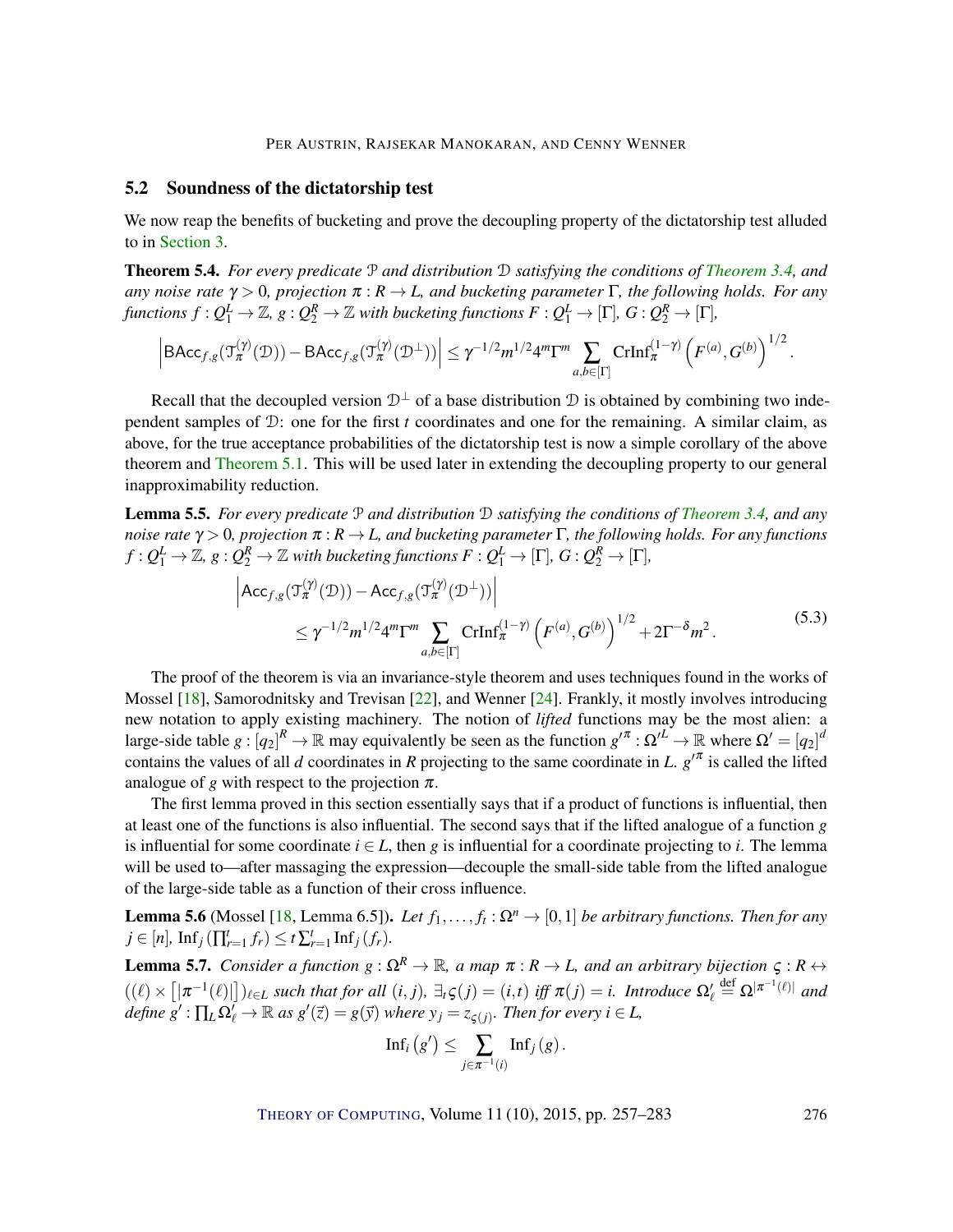## 5.2 Soundness of the dictatorship test

We now reap the benefits of bucketing and prove the decoupling property of the dictatorship test alluded to in Section 3.

**Theorem 5.4.** *For every predicate $\mathcal{P}$ and distribution $\mathcal{D}$ satisfying the conditions of Theorem 3.4, and any noise rate $\gamma > 0$, projection $\pi : R \to L$, and bucketing parameter $\Gamma$, the following holds. For any functions $f : Q_1^L \to \mathbb{Z}$, $g : Q_2^R \to \mathbb{Z}$ with bucketing functions $F : Q_1^L \to [\Gamma]$, $G : Q_2^R \to [\Gamma]$,*

$$\left| \mathsf{BAcc}_{f,g}(\mathcal{T}_\pi^{(\gamma)}(\mathcal{D})) - \mathsf{BAcc}_{f,g}(\mathcal{T}_\pi^{(\gamma)}(\mathcal{D}^\perp)) \right| \le \gamma^{-1/2} m^{1/2} 4^m \Gamma^m \sum_{a,b \in [\Gamma]} \mathrm{CrInf}_\pi^{(1-\gamma)} \left( F^{(a)}, G^{(b)} \right)^{1/2}.$$

Recall that the decoupled version $\mathcal{D}^\perp$ of a base distribution $\mathcal{D}$ is obtained by combining two independent samples of $\mathcal{D}$: one for the first $t$ coordinates and one for the remaining. A similar claim, as above, for the true acceptance probabilities of the dictatorship test is now a simple corollary of the above theorem and Theorem 5.1. This will be used later in extending the decoupling property to our general inapproximability reduction.

**Lemma 5.5.** *For every predicate $\mathcal{P}$ and distribution $\mathcal{D}$ satisfying the conditions of Theorem 3.4, and any noise rate $\gamma > 0$, projection $\pi : R \to L$, and bucketing parameter $\Gamma$, the following holds. For any functions $f : Q_1^L \to \mathbb{Z}$, $g : Q_2^R \to \mathbb{Z}$ with bucketing functions $F : Q_1^L \to [\Gamma]$, $G : Q_2^R \to [\Gamma]$,*

$$\begin{aligned} &\left| \mathsf{Acc}_{f,g}(\mathcal{T}_\pi^{(\gamma)}(\mathcal{D})) - \mathsf{Acc}_{f,g}(\mathcal{T}_\pi^{(\gamma)}(\mathcal{D}^\perp)) \right| \\ &\qquad \le \gamma^{-1/2} m^{1/2} 4^m \Gamma^m \sum_{a,b \in [\Gamma]} \mathrm{CrInf}_\pi^{(1-\gamma)} \left( F^{(a)}, G^{(b)} \right)^{1/2} + 2\Gamma^{-\delta} m^2 . \end{aligned} \tag{5.3}$$

The proof of the theorem is via an invariance-style theorem and uses techniques found in the works of Mossel [18], Samorodnitsky and Trevisan [22], and Wenner [24]. Frankly, it mostly involves introducing new notation to apply existing machinery. The notion of *lifted* functions may be the most alien: a large-side table $g : [q_2]^R \to \mathbb{R}$ may equivalently be seen as the function $g'^\pi : \Omega'^L \to \mathbb{R}$ where $\Omega' = [q_2]^d$ contains the values of all $d$ coordinates in $R$ projecting to the same coordinate in $L$. $g'^\pi$ is called the lifted analogue of $g$ with respect to the projection $\pi$.

The first lemma proved in this section essentially says that if a product of functions is influential, then at least one of the functions is also influential. The second says that if the lifted analogue of a function $g$ is influential for some coordinate $i \in L$, then $g$ is influential for a coordinate projecting to $i$. The lemma will be used to—after massaging the expression—decouple the small-side table from the lifted analogue of the large-side table as a function of their cross influence.

**Lemma 5.6** (Mossel [18, Lemma 6.5]). *Let $f_1, \dots, f_t : \Omega^n \to [0,1]$ be arbitrary functions. Then for any $j \in [n]$, $\mathrm{Inf}_j \left( \prod_{r=1}^t f_r \right) \le t \sum_{r=1}^t \mathrm{Inf}_j (f_r)$.*

**Lemma 5.7.** *Consider a function $g : \Omega^R \to \mathbb{R}$, a map $\pi : R \to L$, and an arbitrary bijection $\varsigma : R \leftrightarrow ((\ell) \times [|\pi^{-1}(\ell)|])_{\ell \in L}$ such that for all $(i,j)$, $\exists_t \varsigma(j) = (i,t)$ iff $\pi(j) = i$. Introduce $\Omega'_\ell \stackrel{\text{def}}{=} \Omega^{|\pi^{-1}(\ell)|}$ and define $g' : \prod_L \Omega'_\ell \to \mathbb{R}$ as $g'(\vec{z}) = g(\vec{y})$ where $y_j = z_{\varsigma(j)}$. Then for every $i \in L$,*

$$\mathrm{Inf}_i \left( g' \right) \le \sum_{j \in \pi^{-1}(i)} \mathrm{Inf}_j \left( g \right).$$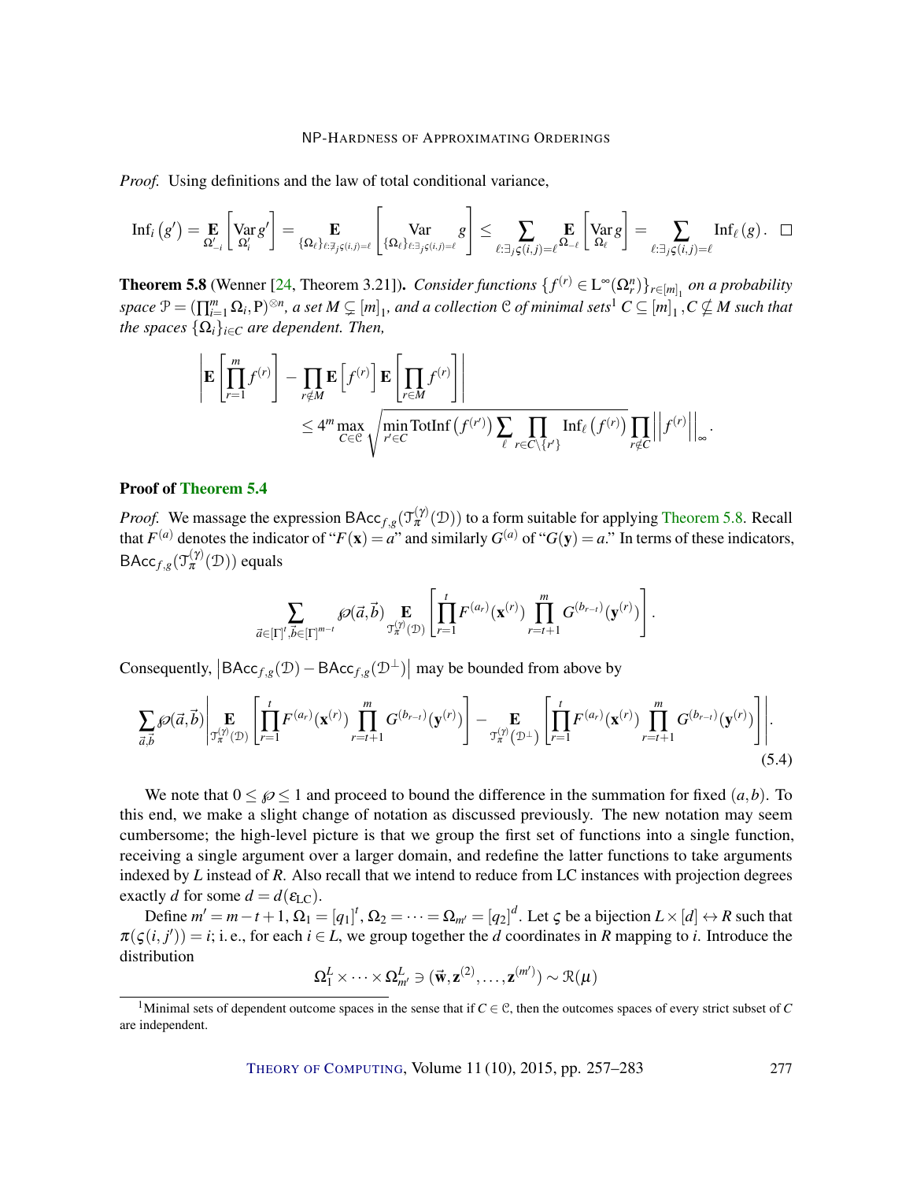*Proof.* Using definitions and the law of total conditional variance,

$$\mathrm{Inf}_i\left(g'\right) = \mathop{\mathbf{E}}_{\Omega'_{-i}}\left[\mathop{\mathrm{Var}}_{\Omega'_i} g'\right] = \mathop{\mathbf{E}}_{\{\Omega_\ell\}_{\ell:\not\exists_j \varsigma(i,j)=\ell}}\left[\mathop{\mathrm{Var}}_{\{\Omega_\ell\}_{\ell:\exists_j \varsigma(i,j)=\ell}} g\right] \leq \sum_{\ell:\exists_j \varsigma(i,j)=\ell} \mathop{\mathbf{E}}_{\Omega_{-\ell}}\left[\mathop{\mathrm{Var}}_{\Omega_\ell} g\right] = \sum_{\ell:\exists_j \varsigma(i,j)=\ell} \mathrm{Inf}_\ell\left(g\right). \quad \square$$

**Theorem 5.8** (Wenner [24, Theorem 3.21]). *Consider functions $\{f^{(r)} \in \mathrm{L}^\infty(\Omega_r^n)\}_{r\in[m]_1}$ on a probability space $\mathcal{P} = (\prod_{i=1}^m \Omega_i, \mathrm{P})^{\otimes n}$, a set $M \subsetneq [m]_1$, and a collection $\mathcal{C}$ of minimal sets[1] $C \subseteq [m]_1, C \nsubseteq M$ such that the spaces $\{\Omega_i\}_{i\in C}$ are dependent. Then,*

$$\left|\mathbf{E}\left[\prod_{r=1}^m f^{(r)}\right] - \prod_{r\notin M}\mathbf{E}\left[f^{(r)}\right]\mathbf{E}\left[\prod_{r\in M} f^{(r)}\right]\right|$$
$$\leq 4^m \max_{C\in\mathcal{C}} \sqrt{\min_{r'\in C}\mathrm{TotInf}\left(f^{(r')}\right)\sum_\ell \prod_{r\in C\setminus\{r'\}}\mathrm{Inf}_\ell\left(f^{(r)}\right)}\prod_{r\notin C}\left|\left|f^{(r)}\right|\right|_\infty.$$

### Proof of Theorem 5.4

*Proof.* We massage the expression $\mathsf{BAcc}_{f,g}(\mathcal{T}_\pi^{(\gamma)}(\mathcal{D}))$ to a form suitable for applying Theorem 5.8. Recall that $F^{(a)}$ denotes the indicator of "$F(\mathbf{x}) = a$" and similarly $G^{(a)}$ of "$G(\mathbf{y}) = a$." In terms of these indicators, $\mathsf{BAcc}_{f,g}(\mathcal{T}_\pi^{(\gamma)}(\mathcal{D}))$ equals

$$\sum_{\vec{a}\in[\Gamma]^t, \vec{b}\in[\Gamma]^{m-t}} \wp(\vec{a},\vec{b}) \mathop{\mathbf{E}}_{\mathcal{T}_\pi^{(\gamma)}(\mathcal{D})}\left[\prod_{r=1}^t F^{(a_r)}(\mathbf{x}^{(r)}) \prod_{r=t+1}^m G^{(b_{r-t})}(\mathbf{y}^{(r)})\right].$$

Consequently, $\left|\mathsf{BAcc}_{f,g}(\mathcal{D}) - \mathsf{BAcc}_{f,g}(\mathcal{D}^\perp)\right|$ may be bounded from above by

$$\sum_{\vec{a},\vec{b}} \wp(\vec{a},\vec{b}) \left| \mathop{\mathbf{E}}_{\mathcal{T}_\pi^{(\gamma)}(\mathcal{D})}\left[\prod_{r=1}^t F^{(a_r)}(\mathbf{x}^{(r)}) \prod_{r=t+1}^m G^{(b_{r-t})}(\mathbf{y}^{(r)})\right] - \mathop{\mathbf{E}}_{\mathcal{T}_\pi^{(\gamma)}(\mathcal{D}^\perp)}\left[\prod_{r=1}^t F^{(a_r)}(\mathbf{x}^{(r)}) \prod_{r=t+1}^m G^{(b_{r-t})}(\mathbf{y}^{(r)})\right]\right|. \tag{5.4}$$

We note that $0 \leq \wp \leq 1$ and proceed to bound the difference in the summation for fixed $(a,b)$. To this end, we make a slight change of notation as discussed previously. The new notation may seem cumbersome; the high-level picture is that we group the first set of functions into a single function, receiving a single argument over a larger domain, and redefine the latter functions to take arguments indexed by $L$ instead of $R$. Also recall that we intend to reduce from LC instances with projection degrees exactly $d$ for some $d = d(\varepsilon_{\mathrm{LC}})$.

Define $m' = m - t + 1$, $\Omega_1 = [q_1]^t$, $\Omega_2 = \cdots = \Omega_{m'} = [q_2]^d$. Let $\varsigma$ be a bijection $L \times [d] \leftrightarrow R$ such that $\pi(\varsigma(i,j')) = i$; i. e., for each $i \in L$, we group together the $d$ coordinates in $R$ mapping to $i$. Introduce the distribution

$$\Omega_1^L \times \cdots \times \Omega_{m'}^L \ni (\vec{\mathbf{w}}, \mathbf{z}^{(2)}, \ldots, \mathbf{z}^{(m')}) \sim \mathcal{R}(\mu)$$

[1] Minimal sets of dependent outcome spaces in the sense that if $C \in \mathcal{C}$, then the outcomes spaces of every strict subset of $C$ are independent.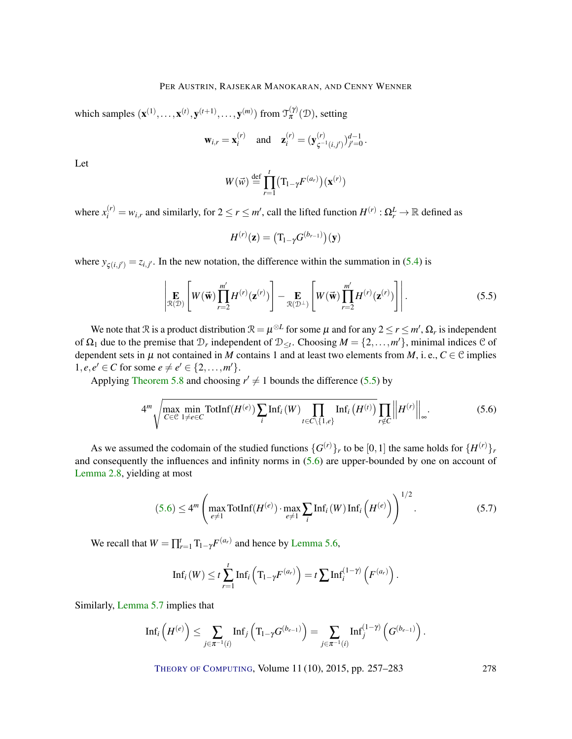which samples $(\mathbf{x}^{(1)},\ldots,\mathbf{x}^{(t)},\mathbf{y}^{(t+1)},\ldots,\mathbf{y}^{(m)})$ from $\mathcal{T}^{(\gamma)}_{\pi}(\mathcal{D})$, setting

$$\mathbf{w}_{i,r} = \mathbf{x}^{(r)}_i \quad \text{and} \quad \mathbf{z}^{(r)}_i = (\mathbf{y}^{(r)}_{\varsigma^{-1}(i,j')})_{j'=0}^{d-1}.$$

Let

$$W(\vec{w}) \stackrel{\text{def}}{=} \prod_{r=1}^{t} \big(\mathrm{T}_{1-\gamma}F^{(a_r)}\big)(\mathbf{x}^{(r)})$$

where $x^{(r)}_i = w_{i,r}$ and similarly, for $2 \le r \le m'$, call the lifted function $H^{(r)} : \Omega_r^L \to \mathbb{R}$ defined as

$$H^{(r)}(\mathbf{z}) = \big(\mathrm{T}_{1-\gamma}G^{(b_{r-1})}\big)(\mathbf{y})$$

where $y_{\varsigma(i,j')} = z_{i,j'}$. In the new notation, the difference within the summation in (5.4) is

$$\left| \mathop{\mathbf{E}}_{\mathcal{R}(\mathcal{D})}\left[ W(\vec{\mathbf{w}}) \prod_{r=2}^{m'} H^{(r)}(\mathbf{z}^{(r)}) \right] - \mathop{\mathbf{E}}_{\mathcal{R}(\mathcal{D}^{\perp})}\left[ W(\vec{\mathbf{w}}) \prod_{r=2}^{m'} H^{(r)}(\mathbf{z}^{(r)}) \right] \right|. \tag{5.5}$$

We note that $\mathcal{R}$ is a product distribution $\mathcal{R} = \mu^{\otimes L}$ for some $\mu$ and for any $2 \le r \le m'$, $\Omega_r$ is independent of $\Omega_1$ due to the premise that $\mathcal{D}_r$ independent of $\mathcal{D}_{\le t}$. Choosing $M = \{2,\ldots,m'\}$, minimal indices $\mathcal{C}$ of dependent sets in $\mu$ not contained in $M$ contains 1 and at least two elements from $M$, i. e., $C \in \mathcal{C}$ implies $1, e, e' \in C$ for some $e \ne e' \in \{2,\ldots,m'\}$.

Applying Theorem 5.8 and choosing $r' \ne 1$ bounds the difference (5.5) by

$$4^m \sqrt{\max_{C\in\mathcal{C}} \min_{1\ne e\in C} \mathrm{TotInf}(H^{(e)}) \sum_i \mathrm{Inf}_i(W) \prod_{t\in C\setminus\{1,e\}} \mathrm{Inf}_i\left(H^{(t)}\right)} \prod_{r\notin C} \left\| H^{(r)} \right\|_\infty. \tag{5.6}$$

As we assumed the codomain of the studied functions $\{G^{(r)}\}_r$ to be $[0,1]$ the same holds for $\{H^{(r)}\}_r$ and consequently the influences and infinity norms in (5.6) are upper-bounded by one on account of Lemma 2.8, yielding at most

$$(5.6) \le 4^m \left( \max_{e\ne 1} \mathrm{TotInf}(H^{(e)}) \cdot \max_{e\ne 1} \sum_i \mathrm{Inf}_i(W)\, \mathrm{Inf}_i\left(H^{(e)}\right) \right)^{1/2}. \tag{5.7}$$

We recall that $W = \prod_{r=1}^{t} \mathrm{T}_{1-\gamma}F^{(a_r)}$ and hence by Lemma 5.6,

$$\mathrm{Inf}_i(W) \le t \sum_{r=1}^{t} \mathrm{Inf}_i\left(\mathrm{T}_{1-\gamma}F^{(a_r)}\right) = t \sum \mathrm{Inf}_i^{(1-\gamma)}\left(F^{(a_r)}\right).$$

Similarly, Lemma 5.7 implies that

$$\mathrm{Inf}_i\left(H^{(e)}\right) \le \sum_{j\in\pi^{-1}(i)} \mathrm{Inf}_j\left(\mathrm{T}_{1-\gamma}G^{(b_{e-1})}\right) = \sum_{j\in\pi^{-1}(i)} \mathrm{Inf}_j^{(1-\gamma)}\left(G^{(b_{e-1})}\right).$$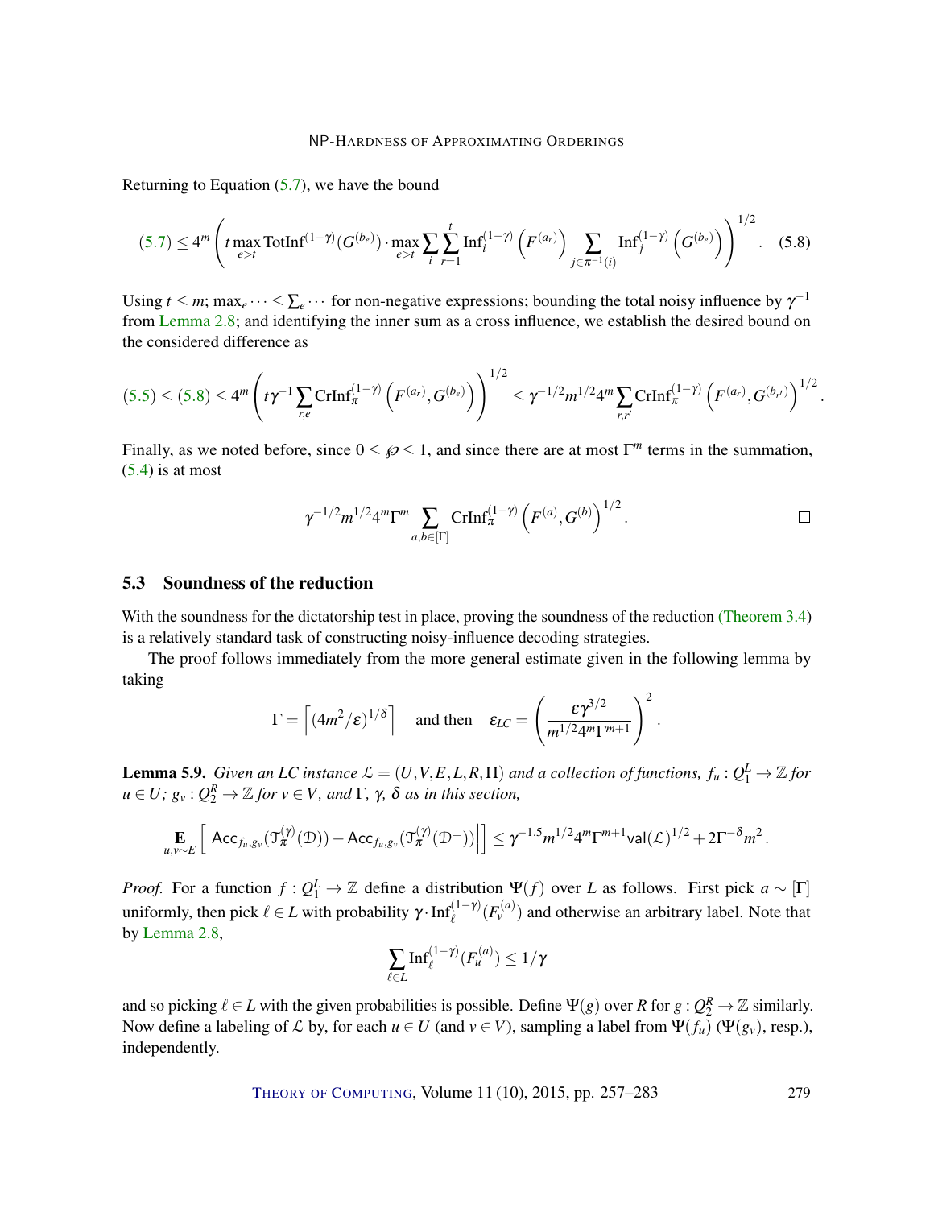Returning to Equation (5.7), we have the bound

$$(5.7) \leq 4^m \left( t \max_{e>t} \mathrm{TotInf}^{(1-\gamma)}(G^{(b_e)}) \cdot \max_{e>t} \sum_i \sum_{r=1}^{t} \mathrm{Inf}_i^{(1-\gamma)}\left(F^{(a_r)}\right) \sum_{j \in \pi^{-1}(i)} \mathrm{Inf}_j^{(1-\gamma)}\left(G^{(b_e)}\right) \right)^{1/2}. \quad (5.8)$$

Using $t \leq m$; $\max_e \cdots \leq \sum_e \cdots$ for non-negative expressions; bounding the total noisy influence by $\gamma^{-1}$ from Lemma 2.8; and identifying the inner sum as a cross influence, we establish the desired bound on the considered difference as

$$(5.5) \leq (5.8) \leq 4^m \left( t\gamma^{-1} \sum_{r,e} \mathrm{CrInf}_\pi^{(1-\gamma)}\left(F^{(a_r)}, G^{(b_e)}\right) \right)^{1/2} \leq \gamma^{-1/2} m^{1/2} 4^m \sum_{r,r'} \mathrm{CrInf}_\pi^{(1-\gamma)}\left(F^{(a_r)}, G^{(b_{r'})}\right)^{1/2}.$$

Finally, as we noted before, since $0 \leq \wp \leq 1$, and since there are at most $\Gamma^m$ terms in the summation, (5.4) is at most

$$\gamma^{-1/2} m^{1/2} 4^m \Gamma^m \sum_{a,b \in [\Gamma]} \mathrm{CrInf}_\pi^{(1-\gamma)}\left(F^{(a)}, G^{(b)}\right)^{1/2}. \qquad \square$$

## 5.3 Soundness of the reduction

With the soundness for the dictatorship test in place, proving the soundness of the reduction (Theorem 3.4) is a relatively standard task of constructing noisy-influence decoding strategies.

The proof follows immediately from the more general estimate given in the following lemma by taking

$$\Gamma = \left\lceil (4m^2/\varepsilon)^{1/\delta} \right\rceil \quad \text{and then} \quad \varepsilon_{LC} = \left( \frac{\varepsilon \gamma^{3/2}}{m^{1/2} 4^m \Gamma^{m+1}} \right)^2.$$

**Lemma 5.9.** *Given an LC instance $\mathcal{L} = (U, V, E, L, R, \Pi)$ and a collection of functions, $f_u : Q_1^L \to \mathbb{Z}$ for $u \in U$; $g_v : Q_2^R \to \mathbb{Z}$ for $v \in V$, and $\Gamma$, $\gamma$, $\delta$ as in this section,*

$$\mathop{\mathbf{E}}_{u,v \sim E}\left[ \left| \mathsf{Acc}_{f_u, g_v}(\mathcal{T}_\pi^{(\gamma)}(\mathcal{D})) - \mathsf{Acc}_{f_u, g_v}(\mathcal{T}_\pi^{(\gamma)}(\mathcal{D}^\perp)) \right| \right] \leq \gamma^{-1.5} m^{1/2} 4^m \Gamma^{m+1} \mathsf{val}(\mathcal{L})^{1/2} + 2\Gamma^{-\delta} m^2.$$

*Proof.* For a function $f : Q_1^L \to \mathbb{Z}$ define a distribution $\Psi(f)$ over $L$ as follows. First pick $a \sim [\Gamma]$ uniformly, then pick $\ell \in L$ with probability $\gamma \cdot \mathrm{Inf}_\ell^{(1-\gamma)}(F_v^{(a)})$ and otherwise an arbitrary label. Note that by Lemma 2.8,

$$\sum_{\ell \in L} \mathrm{Inf}_\ell^{(1-\gamma)}(F_u^{(a)}) \leq 1/\gamma$$

and so picking $\ell \in L$ with the given probabilities is possible. Define $\Psi(g)$ over $R$ for $g : Q_2^R \to \mathbb{Z}$ similarly. Now define a labeling of $\mathcal{L}$ by, for each $u \in U$ (and $v \in V$), sampling a label from $\Psi(f_u)$ ($\Psi(g_v)$, resp.), independently.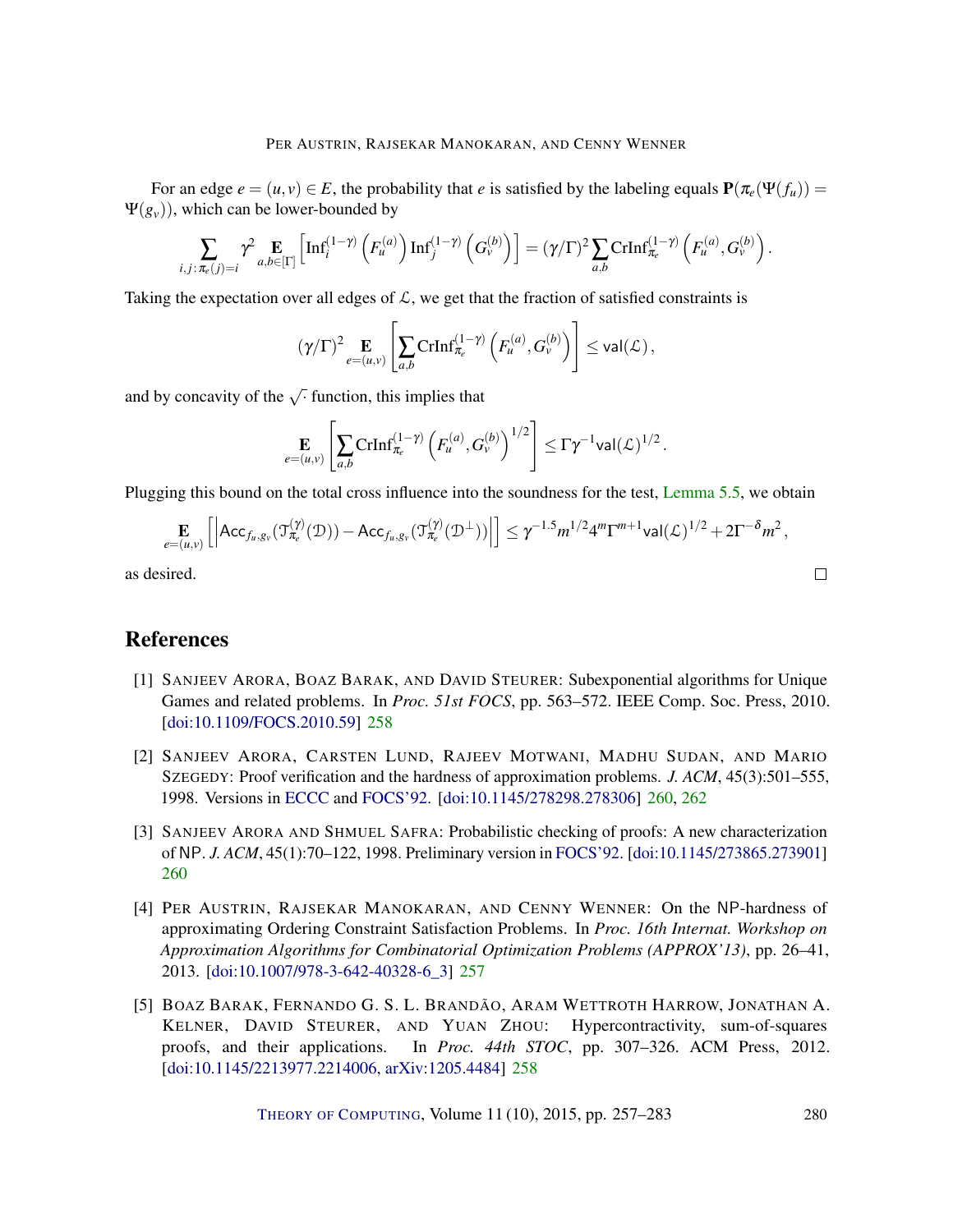For an edge $e = (u,v) \in E$, the probability that $e$ is satisfied by the labeling equals $\mathbf{P}(\pi_e(\Psi(f_u)) = \Psi(g_v))$, which can be lower-bounded by

$$\sum_{i,j\,:\,\pi_e(j)=i} \gamma^2 \mathop{\mathbf{E}}_{a,b\in[\Gamma]}\left[\mathrm{Inf}_i^{(1-\gamma)}\left(F_u^{(a)}\right)\mathrm{Inf}_j^{(1-\gamma)}\left(G_v^{(b)}\right)\right] = (\gamma/\Gamma)^2 \sum_{a,b} \mathrm{CrInf}_{\pi_e}^{(1-\gamma)}\left(F_u^{(a)}, G_v^{(b)}\right).$$

Taking the expectation over all edges of $\mathcal{L}$, we get that the fraction of satisfied constraints is

$$(\gamma/\Gamma)^2 \mathop{\mathbf{E}}_{e=(u,v)}\left[\sum_{a,b} \mathrm{CrInf}_{\pi_e}^{(1-\gamma)}\left(F_u^{(a)}, G_v^{(b)}\right)\right] \le \mathsf{val}(\mathcal{L}),$$

and by concavity of the $\sqrt{\cdot}$ function, this implies that

$$\mathop{\mathbf{E}}_{e=(u,v)}\left[\sum_{a,b} \mathrm{CrInf}_{\pi_e}^{(1-\gamma)}\left(F_u^{(a)}, G_v^{(b)}\right)^{1/2}\right] \le \Gamma\gamma^{-1}\mathsf{val}(\mathcal{L})^{1/2}.$$

Plugging this bound on the total cross influence into the soundness for the test, Lemma 5.5, we obtain

$$\mathop{\mathbf{E}}_{e=(u,v)}\left[\left|\mathsf{Acc}_{f_u,g_v}(\mathcal{T}_{\pi_e}^{(\gamma)}(\mathcal{D})) - \mathsf{Acc}_{f_u,g_v}(\mathcal{T}_{\pi_e}^{(\gamma)}(\mathcal{D}^\perp))\right|\right] \le \gamma^{-1.5} m^{1/2} 4^m \Gamma^{m+1} \mathsf{val}(\mathcal{L})^{1/2} + 2\Gamma^{-\delta} m^2,$$

as desired. □

## References

[1] Sanjeev Arora, Boaz Barak, and David Steurer: Subexponential algorithms for Unique Games and related problems. In *Proc. 51st FOCS*, pp. 563–572. IEEE Comp. Soc. Press, 2010. [doi:10.1109/FOCS.2010.59] 258

[2] Sanjeev Arora, Carsten Lund, Rajeev Motwani, Madhu Sudan, and Mario Szegedy: Proof verification and the hardness of approximation problems. *J. ACM*, 45(3):501–555, 1998. Versions in ECCC and FOCS'92. [doi:10.1145/278298.278306] 260, 262

[3] Sanjeev Arora and Shmuel Safra: Probabilistic checking of proofs: A new characterization of NP. *J. ACM*, 45(1):70–122, 1998. Preliminary version in FOCS'92. [doi:10.1145/273865.273901] 260

[4] Per Austrin, Rajsekar Manokaran, and Cenny Wenner: On the NP-hardness of approximating Ordering Constraint Satisfaction Problems. In *Proc. 16th Internat. Workshop on Approximation Algorithms for Combinatorial Optimization Problems (APPROX'13)*, pp. 26–41, 2013. [doi:10.1007/978-3-642-40328-6_3] 257

[5] Boaz Barak, Fernando G. S. L. Brandão, Aram Wettroth Harrow, Jonathan A. Kelner, David Steurer, and Yuan Zhou: Hypercontractivity, sum-of-squares proofs, and their applications. In *Proc. 44th STOC*, pp. 307–326. ACM Press, 2012. [doi:10.1145/2213977.2214006, arXiv:1205.4484] 258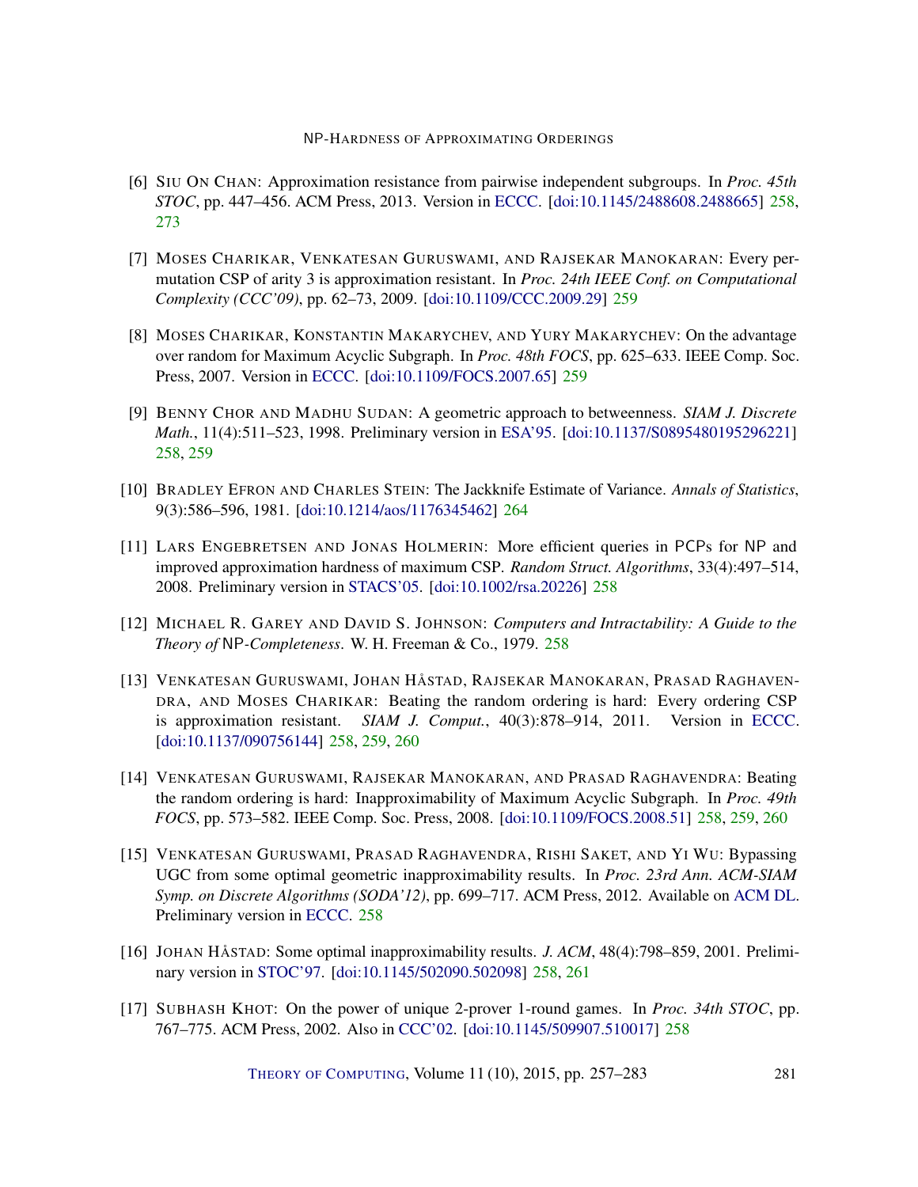[6] Siu On Chan: Approximation resistance from pairwise independent subgroups. In *Proc. 45th STOC*, pp. 447–456. ACM Press, 2013. Version in ECCC. [doi:10.1145/2488608.2488665] 258, 273

[7] Moses Charikar, Venkatesan Guruswami, and Rajsekar Manokaran: Every permutation CSP of arity 3 is approximation resistant. In *Proc. 24th IEEE Conf. on Computational Complexity (CCC'09)*, pp. 62–73, 2009. [doi:10.1109/CCC.2009.29] 259

[8] Moses Charikar, Konstantin Makarychev, and Yury Makarychev: On the advantage over random for Maximum Acyclic Subgraph. In *Proc. 48th FOCS*, pp. 625–633. IEEE Comp. Soc. Press, 2007. Version in ECCC. [doi:10.1109/FOCS.2007.65] 259

[9] Benny Chor and Madhu Sudan: A geometric approach to betweenness. *SIAM J. Discrete Math.*, 11(4):511–523, 1998. Preliminary version in ESA'95. [doi:10.1137/S0895480195296221] 258, 259

[10] Bradley Efron and Charles Stein: The Jackknife Estimate of Variance. *Annals of Statistics*, 9(3):586–596, 1981. [doi:10.1214/aos/1176345462] 264

[11] Lars Engebretsen and Jonas Holmerin: More efficient queries in PCPs for NP and improved approximation hardness of maximum CSP. *Random Struct. Algorithms*, 33(4):497–514, 2008. Preliminary version in STACS'05. [doi:10.1002/rsa.20226] 258

[12] Michael R. Garey and David S. Johnson: *Computers and Intractability: A Guide to the Theory of NP-Completeness*. W. H. Freeman & Co., 1979. 258

[13] Venkatesan Guruswami, Johan Håstad, Rajsekar Manokaran, Prasad Raghavendra, and Moses Charikar: Beating the random ordering is hard: Every ordering CSP is approximation resistant. *SIAM J. Comput.*, 40(3):878–914, 2011. Version in ECCC. [doi:10.1137/090756144] 258, 259, 260

[14] Venkatesan Guruswami, Rajsekar Manokaran, and Prasad Raghavendra: Beating the random ordering is hard: Inapproximability of Maximum Acyclic Subgraph. In *Proc. 49th FOCS*, pp. 573–582. IEEE Comp. Soc. Press, 2008. [doi:10.1109/FOCS.2008.51] 258, 259, 260

[15] Venkatesan Guruswami, Prasad Raghavendra, Rishi Saket, and Yi Wu: Bypassing UGC from some optimal geometric inapproximability results. In *Proc. 23rd Ann. ACM-SIAM Symp. on Discrete Algorithms (SODA'12)*, pp. 699–717. ACM Press, 2012. Available on ACM DL. Preliminary version in ECCC. 258

[16] Johan Håstad: Some optimal inapproximability results. *J. ACM*, 48(4):798–859, 2001. Preliminary version in STOC'97. [doi:10.1145/502090.502098] 258, 261

[17] Subhash Khot: On the power of unique 2-prover 1-round games. In *Proc. 34th STOC*, pp. 767–775. ACM Press, 2002. Also in CCC'02. [doi:10.1145/509907.510017] 258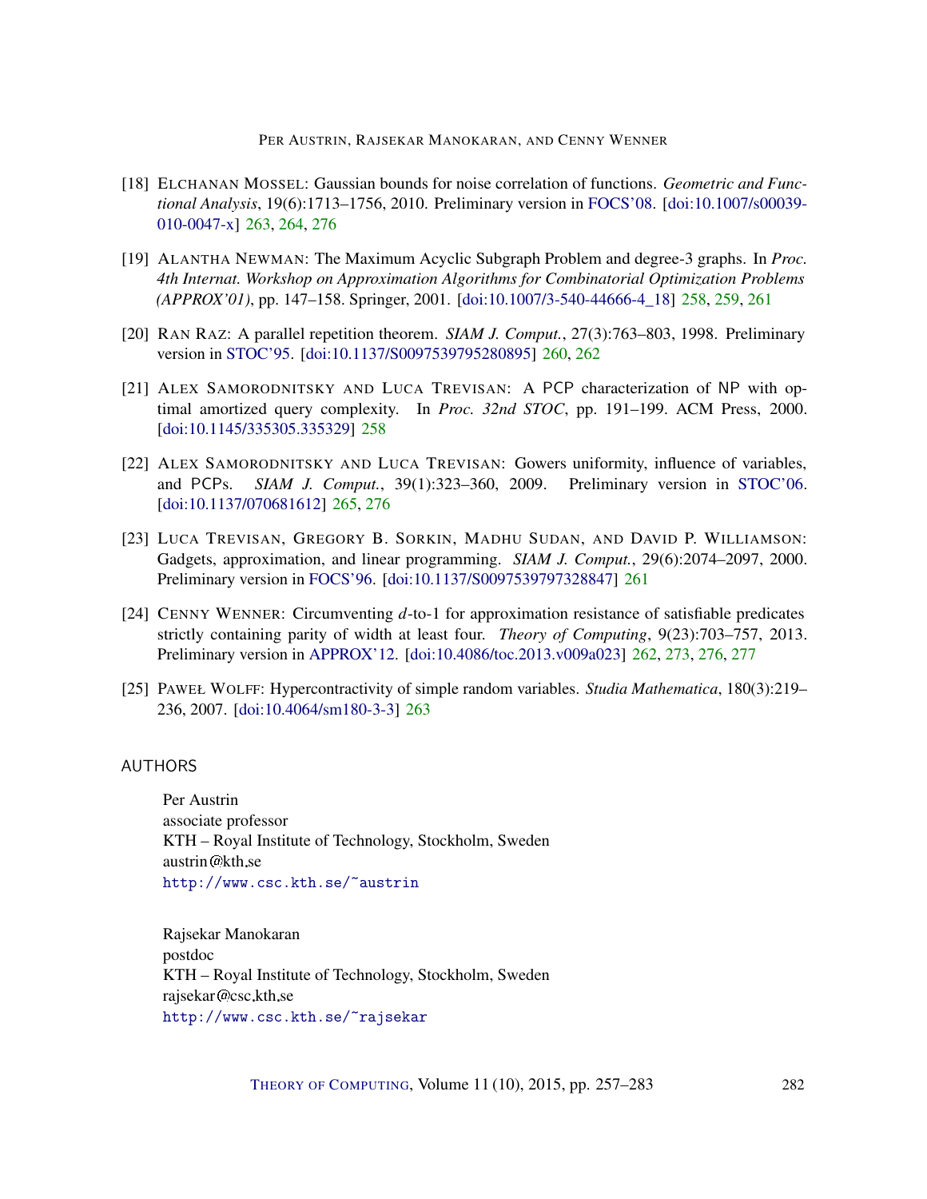[18] Elchanan Mossel: Gaussian bounds for noise correlation of functions. *Geometric and Functional Analysis*, 19(6):1713–1756, 2010. Preliminary version in FOCS'08. [doi:10.1007/s00039-010-0047-x] 263, 264, 276

[19] Alantha Newman: The Maximum Acyclic Subgraph Problem and degree-3 graphs. In *Proc. 4th Internat. Workshop on Approximation Algorithms for Combinatorial Optimization Problems (APPROX'01)*, pp. 147–158. Springer, 2001. [doi:10.1007/3-540-44666-4_18] 258, 259, 261

[20] Ran Raz: A parallel repetition theorem. *SIAM J. Comput.*, 27(3):763–803, 1998. Preliminary version in STOC'95. [doi:10.1137/S0097539795280895] 260, 262

[21] Alex Samorodnitsky and Luca Trevisan: A PCP characterization of NP with optimal amortized query complexity. In *Proc. 32nd STOC*, pp. 191–199. ACM Press, 2000. [doi:10.1145/335305.335329] 258

[22] Alex Samorodnitsky and Luca Trevisan: Gowers uniformity, influence of variables, and PCPs. *SIAM J. Comput.*, 39(1):323–360, 2009. Preliminary version in STOC'06. [doi:10.1137/070681612] 265, 276

[23] Luca Trevisan, Gregory B. Sorkin, Madhu Sudan, and David P. Williamson: Gadgets, approximation, and linear programming. *SIAM J. Comput.*, 29(6):2074–2097, 2000. Preliminary version in FOCS'96. [doi:10.1137/S0097539797328847] 261

[24] Cenny Wenner: Circumventing $d$-to-1 for approximation resistance of satisfiable predicates strictly containing parity of width at least four. *Theory of Computing*, 9(23):703–757, 2013. Preliminary version in APPROX'12. [doi:10.4086/toc.2013.v009a023] 262, 273, 276, 277

[25] Paweł Wolff: Hypercontractivity of simple random variables. *Studia Mathematica*, 180(3):219–236, 2007. [doi:10.4064/sm180-3-3] 263

## AUTHORS

Per Austrin
associate professor
KTH – Royal Institute of Technology, Stockholm, Sweden
austrin@kth.se
http://www.csc.kth.se/~austrin

Rajsekar Manokaran
postdoc
KTH – Royal Institute of Technology, Stockholm, Sweden
rajsekar@csc.kth.se
http://www.csc.kth.se/~rajsekar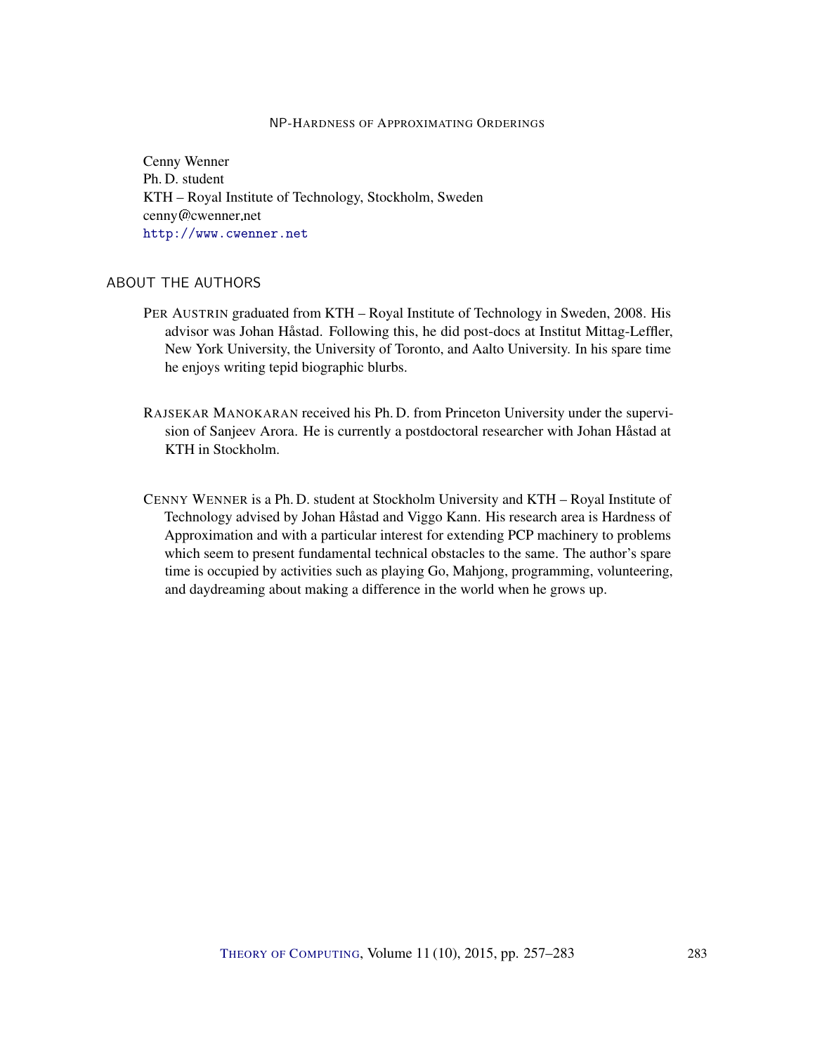Cenny Wenner
Ph. D. student
KTH – Royal Institute of Technology, Stockholm, Sweden
cenny@cwenner.net
http://www.cwenner.net

## ABOUT THE AUTHORS

PER AUSTRIN graduated from KTH – Royal Institute of Technology in Sweden, 2008. His advisor was Johan Håstad. Following this, he did post-docs at Institut Mittag-Leffler, New York University, the University of Toronto, and Aalto University. In his spare time he enjoys writing tepid biographic blurbs.

RAJSEKAR MANOKARAN received his Ph. D. from Princeton University under the supervision of Sanjeev Arora. He is currently a postdoctoral researcher with Johan Håstad at KTH in Stockholm.

CENNY WENNER is a Ph. D. student at Stockholm University and KTH – Royal Institute of Technology advised by Johan Håstad and Viggo Kann. His research area is Hardness of Approximation and with a particular interest for extending PCP machinery to problems which seem to present fundamental technical obstacles to the same. The author's spare time is occupied by activities such as playing Go, Mahjong, programming, volunteering, and daydreaming about making a difference in the world when he grows up.